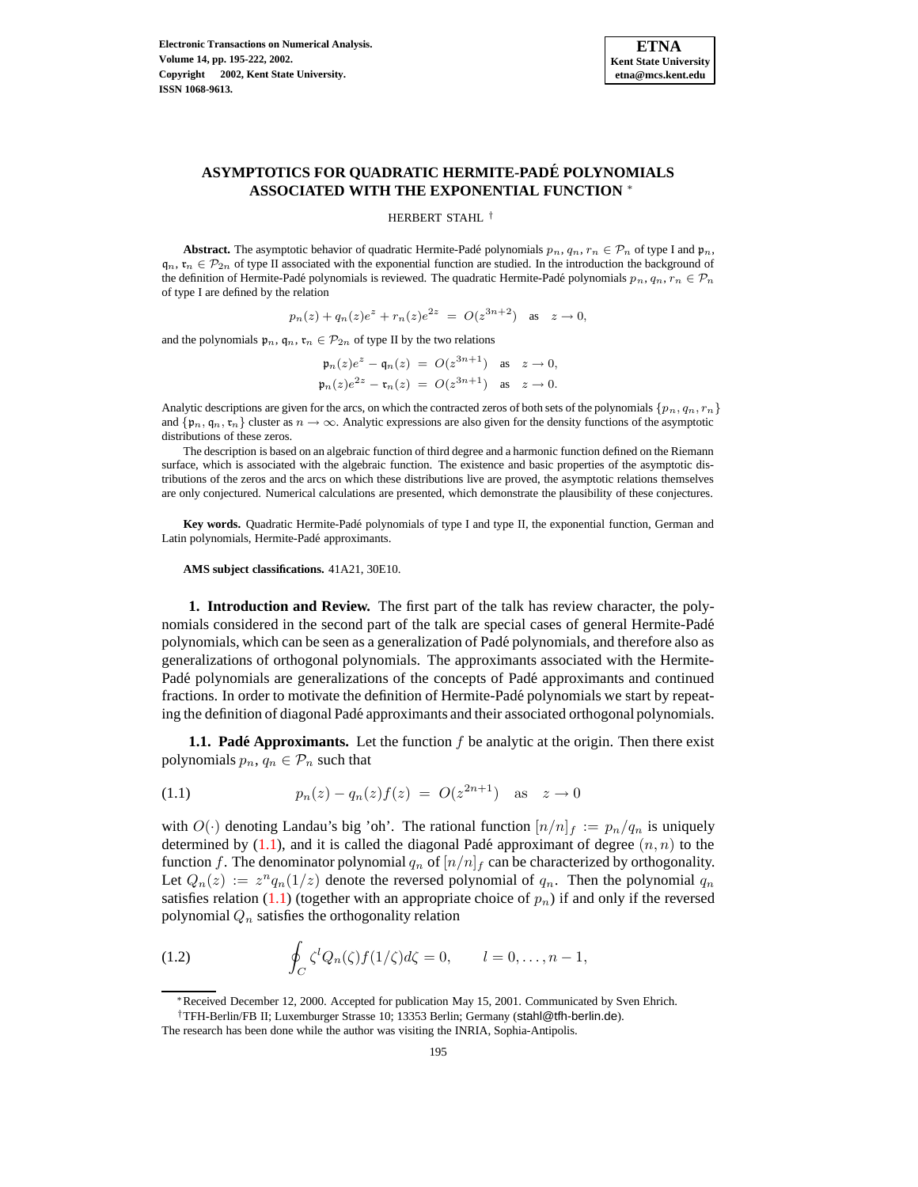# ASYMPTOTICS FOR QUADRATIC HERMITE-PADÉ POLYNOMIALS ASSOCIATED WITH THE EXPONENTIAL FUNCTION *

HERBERT STAHL †

**Abstract.** The asymptotic behavior of quadratic Hermite-Padé polynomials $p_n, q_n, r_n \in \mathcal{P}_n$ of type I and $\mathfrak{p}_n, \mathfrak{q}_n, \mathfrak{r}_n \in \mathcal{P}_{2n}$ of type II associated with the exponential function are studied. In the introduction the background of the definition of Hermite-Padé polynomials is reviewed. The quadratic Hermite-Padé polynomials $p_n, q_n, r_n \in \mathcal{P}_n$ of type I are defined by the relation

$$p_n(z) + q_n(z)e^z + r_n(z)e^{2z} \;=\; O(z^{3n+2}) \quad \text{as} \quad z \to 0,$$

and the polynomials $\mathfrak{p}_n, \mathfrak{q}_n, \mathfrak{r}_n \in \mathcal{P}_{2n}$ of type II by the two relations

$$\begin{aligned}
\mathfrak{p}_n(z)e^z - \mathfrak{q}_n(z) \;&=\; O(z^{3n+1}) \quad \text{as} \quad z \to 0, \\
\mathfrak{p}_n(z)e^{2z} - \mathfrak{r}_n(z) \;&=\; O(z^{3n+1}) \quad \text{as} \quad z \to 0.
\end{aligned}$$

Analytic descriptions are given for the arcs, on which the contracted zeros of both sets of the polynomials $\{p_n, q_n, r_n\}$ and $\{\mathfrak{p}_n, \mathfrak{q}_n, \mathfrak{r}_n\}$ cluster as $n \to \infty$. Analytic expressions are also given for the density functions of the asymptotic distributions of these zeros.

The description is based on an algebraic function of third degree and a harmonic function defined on the Riemann surface, which is associated with the algebraic function. The existence and basic properties of the asymptotic distributions of the zeros and the arcs on which these distributions live are proved, the asymptotic relations themselves are only conjectured. Numerical calculations are presented, which demonstrate the plausibility of these conjectures.

**Key words.** Quadratic Hermite-Padé polynomials of type I and type II, the exponential function, German and Latin polynomials, Hermite-Padé approximants.

**AMS subject classifications.** 41A21, 30E10.

## 1. Introduction and Review.

The first part of the talk has review character, the polynomials considered in the second part of the talk are special cases of general Hermite-Padé polynomials, which can be seen as a generalization of Padé polynomials, and therefore also as generalizations of orthogonal polynomials. The approximants associated with the Hermite-Padé polynomials are generalizations of the concepts of Padé approximants and continued fractions. In order to motivate the definition of Hermite-Padé polynomials we start by repeating the definition of diagonal Padé approximants and their associated orthogonal polynomials.

### 1.1. Padé Approximants.

Let the function $f$ be analytic at the origin. Then there exist polynomials $p_n, q_n \in \mathcal{P}_n$ such that

$$p_n(z) - q_n(z)f(z) \;=\; O(z^{2n+1}) \quad \text{as} \quad z \to 0 \tag{1.1}$$

with $O(\cdot)$ denoting Landau's big 'oh'. The rational function $[n/n]_f := p_n/q_n$ is uniquely determined by (1.1), and it is called the diagonal Padé approximant of degree $(n, n)$ to the function $f$. The denominator polynomial $q_n$ of $[n/n]_f$ can be characterized by orthogonality. Let $Q_n(z) := z^n q_n(1/z)$ denote the reversed polynomial of $q_n$. Then the polynomial $q_n$ satisfies relation (1.1) (together with an appropriate choice of $p_n$) if and only if the reversed polynomial $Q_n$ satisfies the orthogonality relation

$$\oint_C \zeta^l Q_n(\zeta) f(1/\zeta) d\zeta = 0, \qquad l = 0, \ldots, n-1, \tag{1.2}$$

*Received December 12, 2000. Accepted for publication May 15, 2001. Communicated by Sven Ehrich.

†TFH-Berlin/FB II; Luxemburger Strasse 10; 13353 Berlin; Germany (stahl@tfh-berlin.de).
The research has been done while the author was visiting the INRIA, Sophia-Antipolis.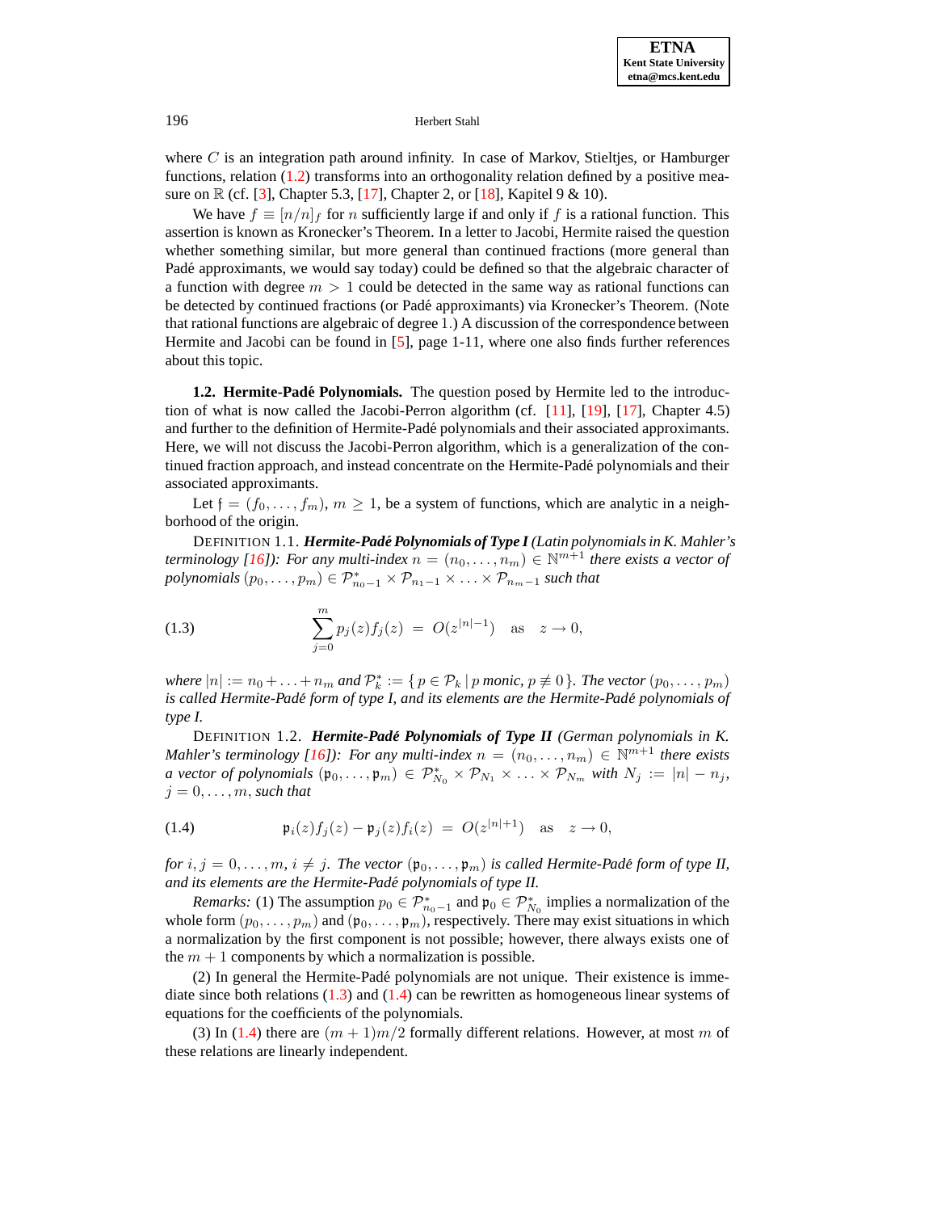where $C$ is an integration path around infinity. In case of Markov, Stieltjes, or Hamburger functions, relation (1.2) transforms into an orthogonality relation defined by a positive measure on $\mathbb{R}$ (cf. [3], Chapter 5.3, [17], Chapter 2, or [18], Kapitel 9 & 10).

We have $f \equiv [n/n]_f$ for $n$ sufficiently large if and only if $f$ is a rational function. This assertion is known as Kronecker's Theorem. In a letter to Jacobi, Hermite raised the question whether something similar, but more general than continued fractions (more general than Padé approximants, we would say today) could be defined so that the algebraic character of a function with degree $m > 1$ could be detected in the same way as rational functions can be detected by continued fractions (or Padé approximants) via Kronecker's Theorem. (Note that rational functions are algebraic of degree 1.) A discussion of the correspondence between Hermite and Jacobi can be found in [5], page 1-11, where one also finds further references about this topic.

**1.2. Hermite-Padé Polynomials.** The question posed by Hermite led to the introduction of what is now called the Jacobi-Perron algorithm (cf. [11], [19], [17], Chapter 4.5) and further to the definition of Hermite-Padé polynomials and their associated approximants. Here, we will not discuss the Jacobi-Perron algorithm, which is a generalization of the continued fraction approach, and instead concentrate on the Hermite-Padé polynomials and their associated approximants.

Let $\mathfrak{f} = (f_0, \ldots, f_m)$, $m \geq 1$, be a system of functions, which are analytic in a neighborhood of the origin.

DEFINITION 1.1. ***Hermite-Padé Polynomials of Type I*** *(Latin polynomials in K. Mahler's terminology [16]): For any multi-index $n = (n_0, \ldots, n_m) \in \mathbb{N}^{m+1}$ there exists a vector of polynomials $(p_0, \ldots, p_m) \in \mathcal{P}^*_{n_0-1} \times \mathcal{P}_{n_1-1} \times \ldots \times \mathcal{P}_{n_m-1}$ such that*

$$\sum_{j=0}^{m} p_j(z) f_j(z) \;=\; O(z^{|n|-1}) \quad \text{as} \quad z \to 0, \tag{1.3}$$

*where $|n| := n_0 + \ldots + n_m$ and $\mathcal{P}^*_k := \{\, p \in \mathcal{P}_k \,|\, p \text{ monic}, p \not\equiv 0 \,\}$. The vector $(p_0, \ldots, p_m)$ is called Hermite-Padé form of type I, and its elements are the Hermite-Padé polynomials of type I.*

DEFINITION 1.2. ***Hermite-Padé Polynomials of Type II*** *(German polynomials in K. Mahler's terminology [16]): For any multi-index $n = (n_0, \ldots, n_m) \in \mathbb{N}^{m+1}$ there exists a vector of polynomials $(\mathfrak{p}_0, \ldots, \mathfrak{p}_m) \in \mathcal{P}^*_{N_0} \times \mathcal{P}_{N_1} \times \ldots \times \mathcal{P}_{N_m}$ with $N_j := |n| - n_j$, $j = 0, \ldots, m$, such that*

$$\mathfrak{p}_i(z) f_j(z) - \mathfrak{p}_j(z) f_i(z) \;=\; O(z^{|n|+1}) \quad \text{as} \quad z \to 0, \tag{1.4}$$

*for $i, j = 0, \ldots, m$, $i \neq j$. The vector $(\mathfrak{p}_0, \ldots, \mathfrak{p}_m)$ is called Hermite-Padé form of type II, and its elements are the Hermite-Padé polynomials of type II.*

*Remarks:* (1) The assumption $p_0 \in \mathcal{P}^*_{n_0-1}$ and $\mathfrak{p}_0 \in \mathcal{P}^*_{N_0}$ implies a normalization of the whole form $(p_0, \ldots, p_m)$ and $(\mathfrak{p}_0, \ldots, \mathfrak{p}_m)$, respectively. There may exist situations in which a normalization by the first component is not possible; however, there always exists one of the $m + 1$ components by which a normalization is possible.

(2) In general the Hermite-Padé polynomials are not unique. Their existence is immediate since both relations (1.3) and (1.4) can be rewritten as homogeneous linear systems of equations for the coefficients of the polynomials.

(3) In (1.4) there are $(m + 1)m/2$ formally different relations. However, at most $m$ of these relations are linearly independent.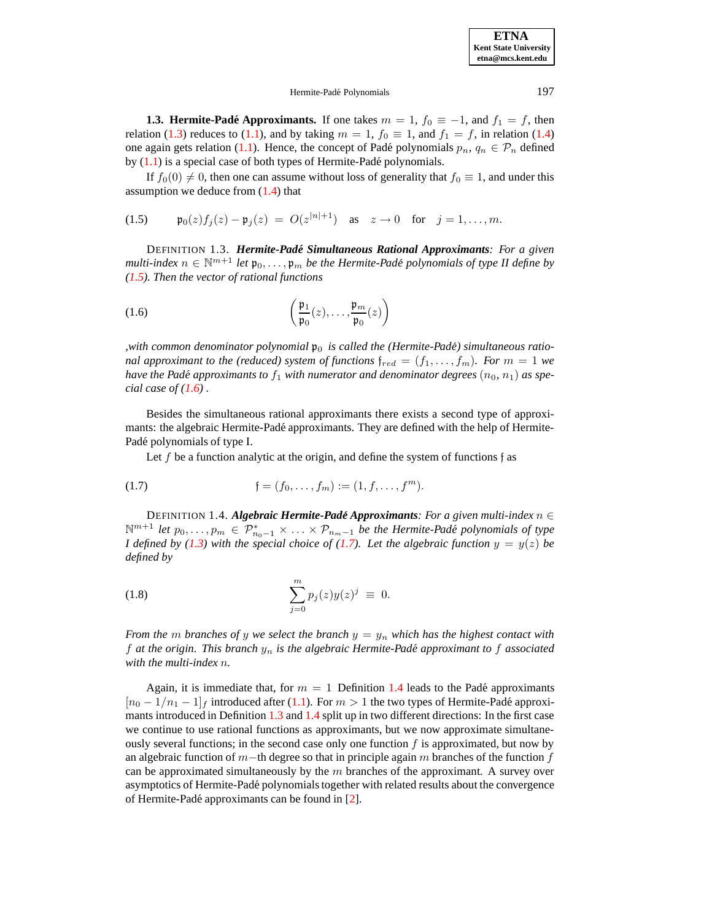**1.3. Hermite-Padé Approximants.** If one takes $m = 1$, $f_0 \equiv -1$, and $f_1 = f$, then relation (1.3) reduces to (1.1), and by taking $m = 1$, $f_0 \equiv 1$, and $f_1 = f$, in relation (1.4) one again gets relation (1.1). Hence, the concept of Padé polynomials $p_n, q_n \in \mathcal{P}_n$ defined by (1.1) is a special case of both types of Hermite-Padé polynomials.

If $f_0(0) \neq 0$, then one can assume without loss of generality that $f_0 \equiv 1$, and under this assumption we deduce from (1.4) that

$$\mathfrak{p}_0(z)f_j(z) - \mathfrak{p}_j(z) \ = \ O(z^{|n|+1}) \quad \text{as} \quad z \to 0 \quad \text{for} \quad j = 1, \dots, m. \tag{1.5}$$

DEFINITION 1.3. ***Hermite-Padé Simultaneous Rational Approximants****: For a given multi-index $n \in \mathbb{N}^{m+1}$ let $\mathfrak{p}_0, \dots, \mathfrak{p}_m$ be the Hermite-Padé polynomials of type II define by (1.5). Then the vector of rational functions*

$$\left( \frac{\mathfrak{p}_1}{\mathfrak{p}_0}(z), \dots, \frac{\mathfrak{p}_m}{\mathfrak{p}_0}(z) \right) \tag{1.6}$$

*,with common denominator polynomial $\mathfrak{p}_0$ is called the (Hermite-Padé) simultaneous rational approximant to the (reduced) system of functions $\mathfrak{f}_{red} = (f_1, \dots, f_m)$. For $m = 1$ we have the Padé approximants to $f_1$ with numerator and denominator degrees $(n_0, n_1)$ as special case of (1.6) .*

Besides the simultaneous rational approximants there exists a second type of approximants: the algebraic Hermite-Padé approximants. They are defined with the help of Hermite-Padé polynomials of type I.

Let $f$ be a function analytic at the origin, and define the system of functions $\mathfrak{f}$ as

$$\mathfrak{f} = (f_0, \dots, f_m) := (1, f, \dots, f^m). \tag{1.7}$$

DEFINITION 1.4. ***Algebraic Hermite-Padé Approximants****: For a given multi-index $n \in \mathbb{N}^{m+1}$ let $p_0, \dots, p_m \in \mathcal{P}^*_{n_0-1} \times \dots \times \mathcal{P}_{n_m-1}$ be the Hermite-Padé polynomials of type I defined by (1.3) with the special choice of (1.7). Let the algebraic function $y = y(z)$ be defined by*

$$\sum_{j=0}^{m} p_j(z) y(z)^j \ \equiv \ 0. \tag{1.8}$$

*From the $m$ branches of $y$ we select the branch $y = y_n$ which has the highest contact with $f$ at the origin. This branch $y_n$ is the algebraic Hermite-Padé approximant to $f$ associated with the multi-index $n$.*

Again, it is immediate that, for $m = 1$ Definition 1.4 leads to the Padé approximants $[n_0 - 1/n_1 - 1]_f$ introduced after (1.1). For $m > 1$ the two types of Hermite-Padé approximants introduced in Definition 1.3 and 1.4 split up in two different directions: In the first case we continue to use rational functions as approximants, but we now approximate simultaneously several functions; in the second case only one function $f$ is approximated, but now by an algebraic function of $m-$th degree so that in principle again $m$ branches of the function $f$ can be approximated simultaneously by the $m$ branches of the approximant. A survey over asymptotics of Hermite-Padé polynomials together with related results about the convergence of Hermite-Padé approximants can be found in [2].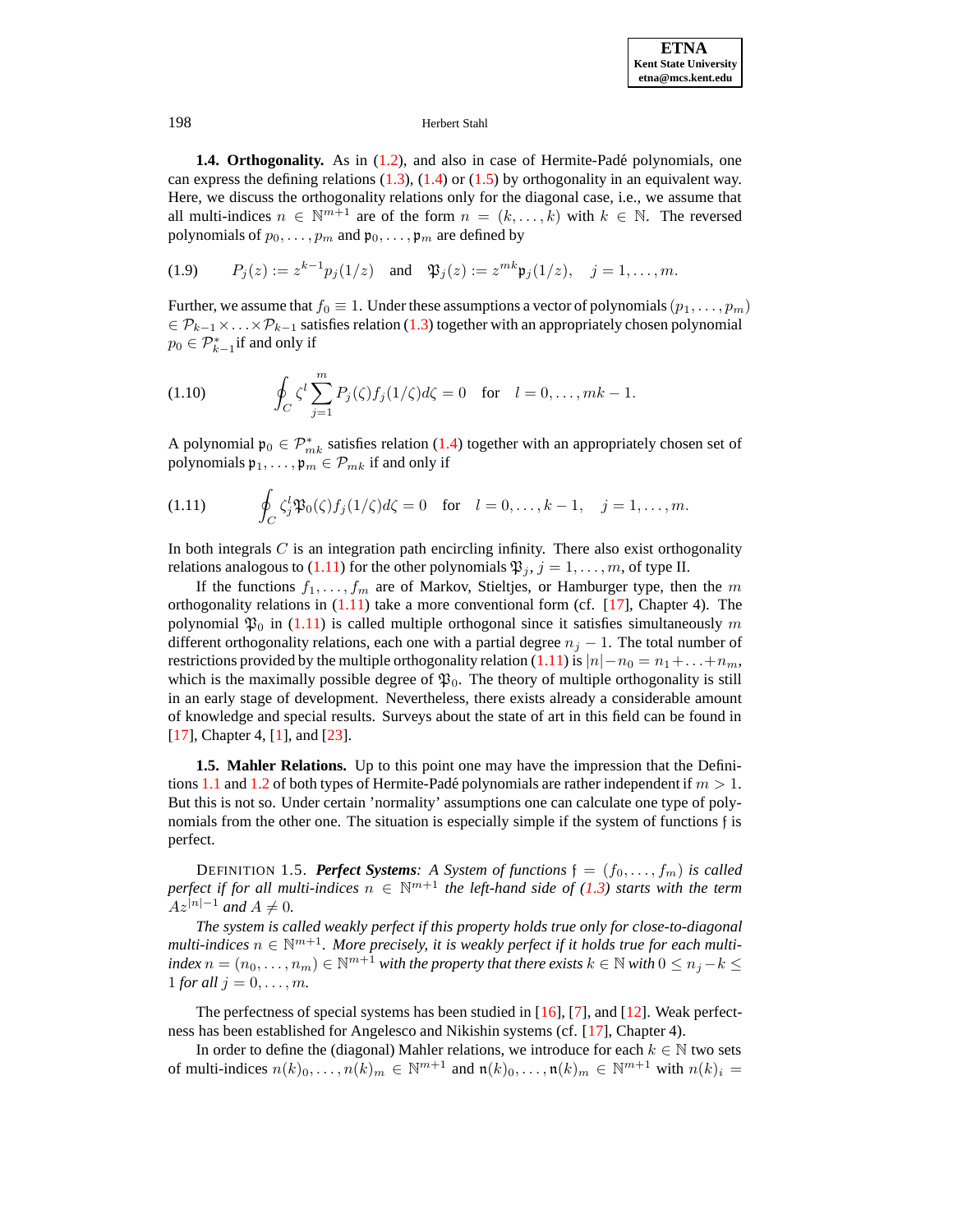**1.4. Orthogonality.** As in (1.2), and also in case of Hermite-Padé polynomials, one can express the defining relations (1.3), (1.4) or (1.5) by orthogonality in an equivalent way. Here, we discuss the orthogonality relations only for the diagonal case, i.e., we assume that all multi-indices $n \in \mathbb{N}^{m+1}$ are of the form $n = (k, \ldots, k)$ with $k \in \mathbb{N}$. The reversed polynomials of $p_0, \ldots, p_m$ and $\mathfrak{p}_0, \ldots, \mathfrak{p}_m$ are defined by

$$(1.9) \qquad P_j(z) := z^{k-1} p_j(1/z) \quad \text{and} \quad \mathfrak{P}_j(z) := z^{mk} \mathfrak{p}_j(1/z), \quad j = 1, \ldots, m.$$

Further, we assume that $f_0 \equiv 1$. Under these assumptions a vector of polynomials $(p_1, \ldots, p_m) \in \mathcal{P}_{k-1} \times \ldots \times \mathcal{P}_{k-1}$ satisfies relation (1.3) together with an appropriately chosen polynomial $p_0 \in \mathcal{P}^*_{k-1}$ if and only if

$$(1.10) \qquad \oint_C \zeta^l \sum_{j=1}^{m} P_j(\zeta) f_j(1/\zeta) d\zeta = 0 \quad \text{for} \quad l = 0, \ldots, mk-1.$$

A polynomial $\mathfrak{p}_0 \in \mathcal{P}^*_{mk}$ satisfies relation (1.4) together with an appropriately chosen set of polynomials $\mathfrak{p}_1, \ldots, \mathfrak{p}_m \in \mathcal{P}_{mk}$ if and only if

$$(1.11) \qquad \oint_C \zeta_j^l \mathfrak{P}_0(\zeta) f_j(1/\zeta) d\zeta = 0 \quad \text{for} \quad l = 0, \ldots, k-1, \quad j = 1, \ldots, m.$$

In both integrals $C$ is an integration path encircling infinity. There also exist orthogonality relations analogous to (1.11) for the other polynomials $\mathfrak{P}_j$, $j = 1, \ldots, m$, of type II.

If the functions $f_1, \ldots, f_m$ are of Markov, Stieltjes, or Hamburger type, then the $m$ orthogonality relations in (1.11) take a more conventional form (cf. [17], Chapter 4). The polynomial $\mathfrak{P}_0$ in (1.11) is called multiple orthogonal since it satisfies simultaneously $m$ different orthogonality relations, each one with a partial degree $n_j - 1$. The total number of restrictions provided by the multiple orthogonality relation (1.11) is $|n| - n_0 = n_1 + \ldots + n_m$, which is the maximally possible degree of $\mathfrak{P}_0$. The theory of multiple orthogonality is still in an early stage of development. Nevertheless, there exists already a considerable amount of knowledge and special results. Surveys about the state of art in this field can be found in [17], Chapter 4, [1], and [23].

**1.5. Mahler Relations.** Up to this point one may have the impression that the Definitions 1.1 and 1.2 of both types of Hermite-Padé polynomials are rather independent if $m > 1$. But this is not so. Under certain 'normality' assumptions one can calculate one type of polynomials from the other one. The situation is especially simple if the system of functions $\mathfrak{f}$ is perfect.

DEFINITION 1.5. ***Perfect Systems**: A System of functions $\mathfrak{f} = (f_0, \ldots, f_m)$ is called perfect if for all multi-indices $n \in \mathbb{N}^{m+1}$ the left-hand side of (1.3) starts with the term $Az^{|n|-1}$ and $A \neq 0$.*

*The system is called weakly perfect if this property holds true only for close-to-diagonal multi-indices $n \in \mathbb{N}^{m+1}$. More precisely, it is weakly perfect if it holds true for each multi-index $n = (n_0, \ldots, n_m) \in \mathbb{N}^{m+1}$ with the property that there exists $k \in \mathbb{N}$ with $0 \leq n_j - k \leq 1$ for all $j = 0, \ldots, m$.*

The perfectness of special systems has been studied in [16], [7], and [12]. Weak perfectness has been established for Angelesco and Nikishin systems (cf. [17], Chapter 4).

In order to define the (diagonal) Mahler relations, we introduce for each $k \in \mathbb{N}$ two sets of multi-indices $n(k)_0, \ldots, n(k)_m \in \mathbb{N}^{m+1}$ and $\mathfrak{n}(k)_0, \ldots, \mathfrak{n}(k)_m \in \mathbb{N}^{m+1}$ with $n(k)_i =$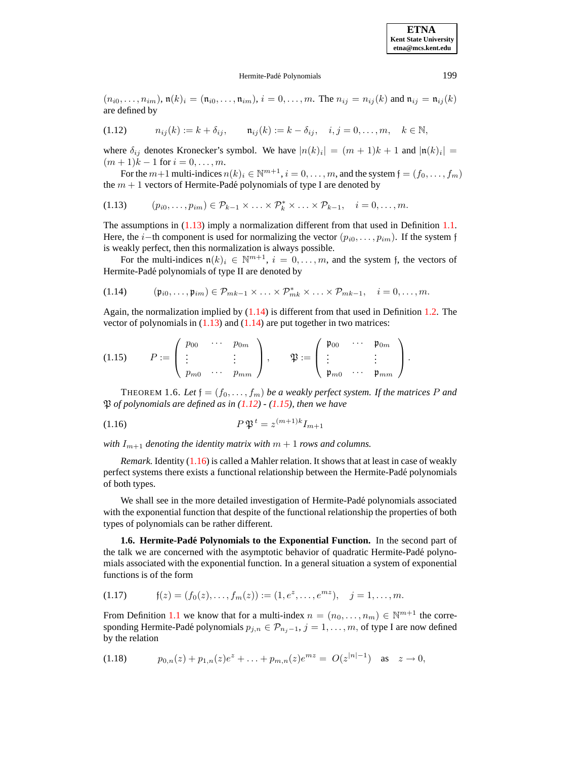$(n_{i0}, \ldots, n_{im})$, $\mathfrak{n}(k)_i = (\mathfrak{n}_{i0}, \ldots, \mathfrak{n}_{im})$, $i = 0, \ldots, m$. The $n_{ij} = n_{ij}(k)$ and $\mathfrak{n}_{ij} = \mathfrak{n}_{ij}(k)$ are defined by

$$n_{ij}(k) := k + \delta_{ij}, \qquad \mathfrak{n}_{ij}(k) := k - \delta_{ij}, \quad i, j = 0, \ldots, m, \quad k \in \mathbb{N}, \tag{1.12}$$

where $\delta_{ij}$ denotes Kronecker's symbol. We have $|n(k)_i| = (m+1)k + 1$ and $|\mathfrak{n}(k)_i| = (m+1)k - 1$ for $i = 0, \ldots, m$.

For the $m+1$ multi-indices $n(k)_i \in \mathbb{N}^{m+1}$, $i = 0, \ldots, m$, and the system $\mathfrak{f} = (f_0, \ldots, f_m)$ the $m+1$ vectors of Hermite-Padé polynomials of type I are denoted by

$$(p_{i0}, \ldots, p_{im}) \in \mathcal{P}_{k-1} \times \ldots \times \mathcal{P}_k^* \times \ldots \times \mathcal{P}_{k-1}, \quad i = 0, \ldots, m. \tag{1.13}$$

The assumptions in (1.13) imply a normalization different from that used in Definition 1.1. Here, the $i$−th component is used for normalizing the vector $(p_{i0}, \ldots, p_{im})$. If the system $\mathfrak{f}$ is weakly perfect, then this normalization is always possible.

For the multi-indices $\mathfrak{n}(k)_i \in \mathbb{N}^{m+1}$, $i = 0, \ldots, m$, and the system $\mathfrak{f}$, the vectors of Hermite-Padé polynomials of type II are denoted by

$$(\mathfrak{p}_{i0}, \ldots, \mathfrak{p}_{im}) \in \mathcal{P}_{mk-1} \times \ldots \times \mathcal{P}_{mk}^* \times \ldots \times \mathcal{P}_{mk-1}, \quad i = 0, \ldots, m. \tag{1.14}$$

Again, the normalization implied by (1.14) is different from that used in Definition 1.2. The vector of polynomials in (1.13) and (1.14) are put together in two matrices:

$$P := \begin{pmatrix} p_{00} & \cdots & p_{0m} \\ \vdots & & \vdots \\ p_{m0} & \cdots & p_{mm} \end{pmatrix}, \qquad \mathfrak{P} := \begin{pmatrix} \mathfrak{p}_{00} & \cdots & \mathfrak{p}_{0m} \\ \vdots & & \vdots \\ \mathfrak{p}_{m0} & \cdots & \mathfrak{p}_{mm} \end{pmatrix}. \tag{1.15}$$

THEOREM 1.6. *Let $\mathfrak{f} = (f_0, \ldots, f_m)$ be a weakly perfect system. If the matrices $P$ and $\mathfrak{P}$ of polynomials are defined as in (1.12) - (1.15), then we have*

$$P\,\mathfrak{P}^{\,t} = z^{(m+1)k} I_{m+1} \tag{1.16}$$

*with $I_{m+1}$ denoting the identity matrix with $m+1$ rows and columns.*

*Remark.* Identity (1.16) is called a Mahler relation. It shows that at least in case of weakly perfect systems there exists a functional relationship between the Hermite-Padé polynomials of both types.

We shall see in the more detailed investigation of Hermite-Padé polynomials associated with the exponential function that despite of the functional relationship the properties of both types of polynomials can be rather different.

**1.6. Hermite-Padé Polynomials to the Exponential Function.** In the second part of the talk we are concerned with the asymptotic behavior of quadratic Hermite-Padé polynomials associated with the exponential function. In a general situation a system of exponential functions is of the form

$$\mathfrak{f}(z) = (f_0(z), \ldots, f_m(z)) := (1, e^z, \ldots, e^{mz}), \quad j = 1, \ldots, m. \tag{1.17}$$

From Definition 1.1 we know that for a multi-index $n = (n_0, \ldots, n_m) \in \mathbb{N}^{m+1}$ the corresponding Hermite-Padé polynomials $p_{j,n} \in \mathcal{P}_{n_j - 1}$, $j = 1, \ldots, m$, of type I are now defined by the relation

$$p_{0,n}(z) + p_{1,n}(z)e^z + \ldots + p_{m,n}(z)e^{mz} = O(z^{|n|-1}) \quad \text{as} \quad z \to 0, \tag{1.18}$$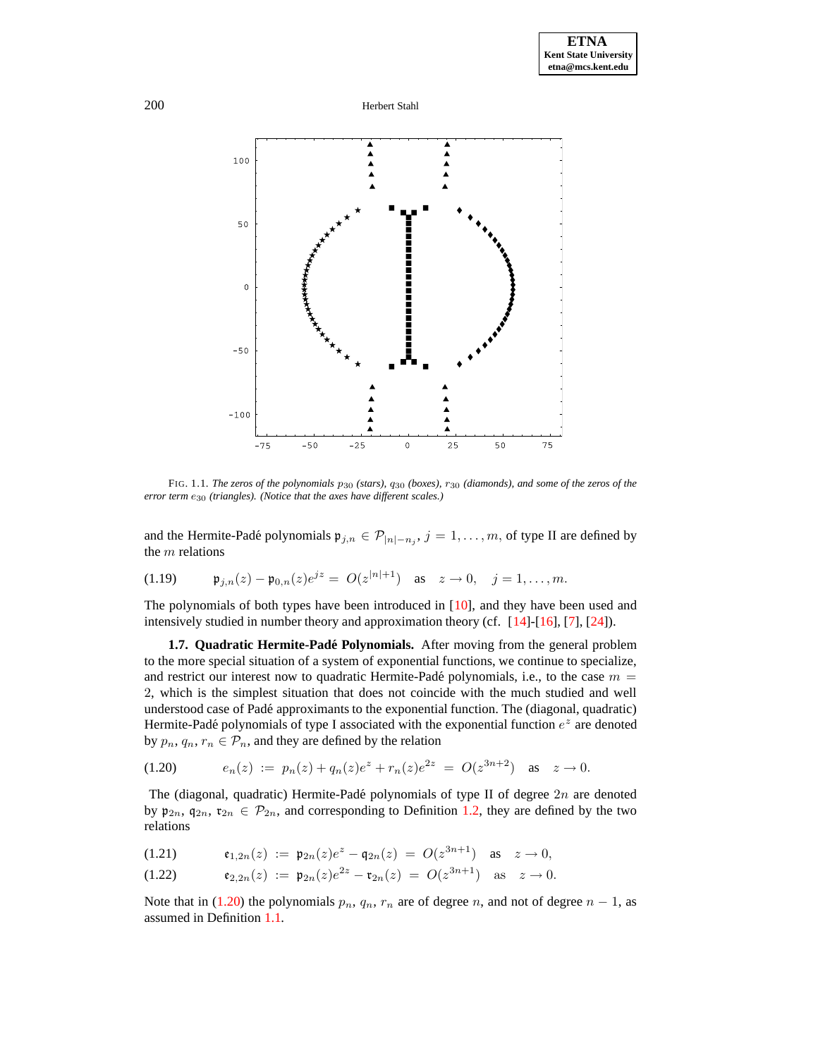FIG. 1.1. *The zeros of the polynomials $p_{30}$ (stars), $q_{30}$ (boxes), $r_{30}$ (diamonds), and some of the zeros of the error term $e_{30}$ (triangles). (Notice that the axes have different scales.)*

and the Hermite-Padé polynomials $\mathfrak{p}_{j,n} \in \mathcal{P}_{|n|-n_j}$, $j = 1, \ldots, m$, of type II are defined by the $m$ relations

$$\mathfrak{p}_{j,n}(z) - \mathfrak{p}_{0,n}(z)e^{jz} = O(z^{|n|+1}) \quad \text{as} \quad z \to 0, \quad j = 1, \ldots, m. \tag{1.19}$$

The polynomials of both types have been introduced in [10], and they have been used and intensively studied in number theory and approximation theory (cf. [14]-[16], [7], [24]).

**1.7. Quadratic Hermite-Padé Polynomials.** After moving from the general problem to the more special situation of a system of exponential functions, we continue to specialize, and restrict our interest now to quadratic Hermite-Padé polynomials, i.e., to the case $m = 2$, which is the simplest situation that does not coincide with the much studied and well understood case of Padé approximants to the exponential function. The (diagonal, quadratic) Hermite-Padé polynomials of type I associated with the exponential function $e^z$ are denoted by $p_n, q_n, r_n \in \mathcal{P}_n$, and they are defined by the relation

$$e_n(z) := p_n(z) + q_n(z)e^z + r_n(z)e^{2z} = O(z^{3n+2}) \quad \text{as} \quad z \to 0. \tag{1.20}$$

The (diagonal, quadratic) Hermite-Padé polynomials of type II of degree $2n$ are denoted by $\mathfrak{p}_{2n}, \mathfrak{q}_{2n}, \mathfrak{r}_{2n} \in \mathcal{P}_{2n}$, and corresponding to Definition 1.2, they are defined by the two relations

$$\mathfrak{e}_{1,2n}(z) := \mathfrak{p}_{2n}(z)e^z - \mathfrak{q}_{2n}(z) = O(z^{3n+1}) \quad \text{as} \quad z \to 0, \tag{1.21}$$

$$\mathfrak{e}_{2,2n}(z) := \mathfrak{p}_{2n}(z)e^{2z} - \mathfrak{r}_{2n}(z) = O(z^{3n+1}) \quad \text{as} \quad z \to 0. \tag{1.22}$$

Note that in (1.20) the polynomials $p_n, q_n, r_n$ are of degree $n$, and not of degree $n-1$, as assumed in Definition 1.1.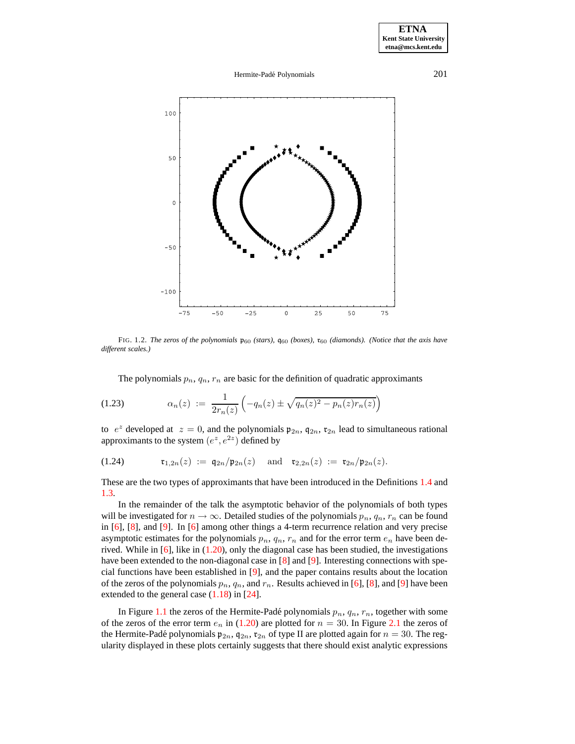FIG. 1.2. *The zeros of the polynomials* $\mathfrak{p}_{60}$ *(stars),* $\mathfrak{q}_{60}$ *(boxes),* $\mathfrak{r}_{60}$ *(diamonds). (Notice that the axis have different scales.)*

The polynomials $p_n$, $q_n$, $r_n$ are basic for the definition of quadratic approximants

$$\alpha_n(z) \;:=\; \frac{1}{2r_n(z)}\left(-q_n(z) \pm \sqrt{q_n(z)^2 - p_n(z)r_n(z)}\right) \tag{1.23}$$

to $e^z$ developed at $z = 0$, and the polynomials $\mathfrak{p}_{2n}$, $\mathfrak{q}_{2n}$, $\mathfrak{r}_{2n}$ lead to simultaneous rational approximants to the system $(e^z, e^{2z})$ defined by

$$\mathfrak{r}_{1,2n}(z) \;:=\; \mathfrak{q}_{2n}/\mathfrak{p}_{2n}(z) \quad \text{and} \quad \mathfrak{r}_{2,2n}(z) \;:=\; \mathfrak{r}_{2n}/\mathfrak{p}_{2n}(z). \tag{1.24}$$

These are the two types of approximants that have been introduced in the Definitions 1.4 and 1.3.

In the remainder of the talk the asymptotic behavior of the polynomials of both types will be investigated for $n \to \infty$. Detailed studies of the polynomials $p_n$, $q_n$, $r_n$ can be found in [6], [8], and [9]. In [6] among other things a 4-term recurrence relation and very precise asymptotic estimates for the polynomials $p_n$, $q_n$, $r_n$ and for the error term $e_n$ have been derived. While in [6], like in (1.20), only the diagonal case has been studied, the investigations have been extended to the non-diagonal case in [8] and [9]. Interesting connections with special functions have been established in [9], and the paper contains results about the location of the zeros of the polynomials $p_n$, $q_n$, and $r_n$. Results achieved in [6], [8], and [9] have been extended to the general case (1.18) in [24].

In Figure 1.1 the zeros of the Hermite-Padé polynomials $p_n$, $q_n$, $r_n$, together with some of the zeros of the error term $e_n$ in (1.20) are plotted for $n = 30$. In Figure 2.1 the zeros of the Hermite-Padé polynomials $\mathfrak{p}_{2n}$, $\mathfrak{q}_{2n}$, $\mathfrak{r}_{2n}$ of type II are plotted again for $n = 30$. The regularity displayed in these plots certainly suggests that there should exist analytic expressions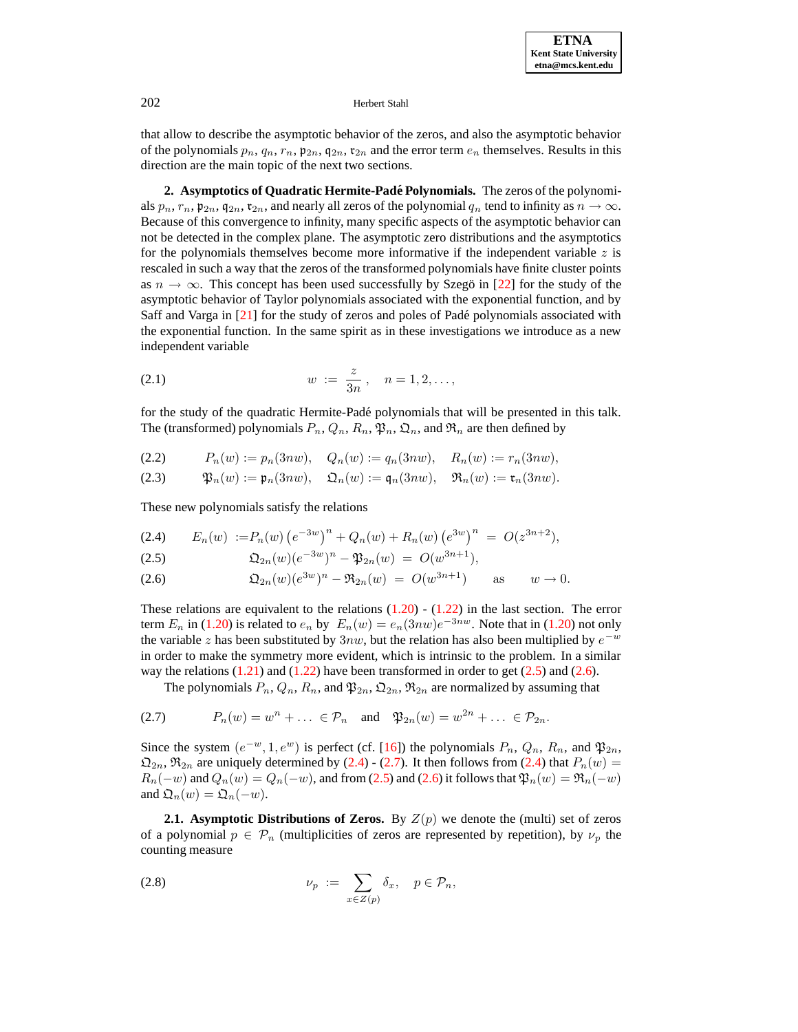that allow to describe the asymptotic behavior of the zeros, and also the asymptotic behavior of the polynomials $p_n$, $q_n$, $r_n$, $\mathfrak{p}_{2n}$, $\mathfrak{q}_{2n}$, $\mathfrak{r}_{2n}$ and the error term $e_n$ themselves. Results in this direction are the main topic of the next two sections.

## 2. Asymptotics of Quadratic Hermite-Padé Polynomials.

The zeros of the polynomials $p_n$, $r_n$, $\mathfrak{p}_{2n}$, $\mathfrak{q}_{2n}$, $\mathfrak{r}_{2n}$, and nearly all zeros of the polynomial $q_n$ tend to infinity as $n \to \infty$. Because of this convergence to infinity, many specific aspects of the asymptotic behavior can not be detected in the complex plane. The asymptotic zero distributions and the asymptotics for the polynomials themselves become more informative if the independent variable $z$ is rescaled in such a way that the zeros of the transformed polynomials have finite cluster points as $n \to \infty$. This concept has been used successfully by Szegö in [22] for the study of the asymptotic behavior of Taylor polynomials associated with the exponential function, and by Saff and Varga in [21] for the study of zeros and poles of Padé polynomials associated with the exponential function. In the same spirit as in these investigations we introduce as a new independent variable

$$w := \frac{z}{3n}, \quad n = 1, 2, \ldots, \tag{2.1}$$

for the study of the quadratic Hermite-Padé polynomials that will be presented in this talk. The (transformed) polynomials $P_n$, $Q_n$, $R_n$, $\mathfrak{P}_n$, $\mathfrak{Q}_n$, and $\mathfrak{R}_n$ are then defined by

$$P_n(w) := p_n(3nw), \quad Q_n(w) := q_n(3nw), \quad R_n(w) := r_n(3nw), \tag{2.2}$$

$$\mathfrak{P}_n(w) := \mathfrak{p}_n(3nw), \quad \mathfrak{Q}_n(w) := \mathfrak{q}_n(3nw), \quad \mathfrak{R}_n(w) := \mathfrak{r}_n(3nw). \tag{2.3}$$

These new polynomials satisfy the relations

$$E_n(w) := P_n(w)\left(e^{-3w}\right)^n + Q_n(w) + R_n(w)\left(e^{3w}\right)^n = O(z^{3n+2}), \tag{2.4}$$

$$\mathfrak{Q}_{2n}(w)(e^{-3w})^n - \mathfrak{P}_{2n}(w) = O(w^{3n+1}), \tag{2.5}$$

$$\mathfrak{Q}_{2n}(w)(e^{3w})^n - \mathfrak{R}_{2n}(w) = O(w^{3n+1}) \qquad \text{as} \qquad w \to 0. \tag{2.6}$$

These relations are equivalent to the relations (1.20) - (1.22) in the last section. The error term $E_n$ in (1.20) is related to $e_n$ by $E_n(w) = e_n(3nw)e^{-3nw}$. Note that in (1.20) not only the variable $z$ has been substituted by $3nw$, but the relation has also been multiplied by $e^{-w}$ in order to make the symmetry more evident, which is intrinsic to the problem. In a similar way the relations (1.21) and (1.22) have been transformed in order to get (2.5) and (2.6).

The polynomials $P_n$, $Q_n$, $R_n$, and $\mathfrak{P}_{2n}$, $\mathfrak{Q}_{2n}$, $\mathfrak{R}_{2n}$ are normalized by assuming that

$$P_n(w) = w^n + \ldots \in \mathcal{P}_n \quad \text{and} \quad \mathfrak{P}_{2n}(w) = w^{2n} + \ldots \in \mathcal{P}_{2n}. \tag{2.7}$$

Since the system $(e^{-w}, 1, e^w)$ is perfect (cf. [16]) the polynomials $P_n$, $Q_n$, $R_n$, and $\mathfrak{P}_{2n}$, $\mathfrak{Q}_{2n}$, $\mathfrak{R}_{2n}$ are uniquely determined by (2.4) - (2.7). It then follows from (2.4) that $P_n(w) = R_n(-w)$ and $Q_n(w) = Q_n(-w)$, and from (2.5) and (2.6) it follows that $\mathfrak{P}_n(w) = \mathfrak{R}_n(-w)$ and $\mathfrak{Q}_n(w) = \mathfrak{Q}_n(-w)$.

### 2.1. Asymptotic Distributions of Zeros.

By $Z(p)$ we denote the (multi) set of zeros of a polynomial $p \in \mathcal{P}_n$ (multiplicities of zeros are represented by repetition), by $\nu_p$ the counting measure

$$\nu_p := \sum_{x \in Z(p)} \delta_x, \quad p \in \mathcal{P}_n, \tag{2.8}$$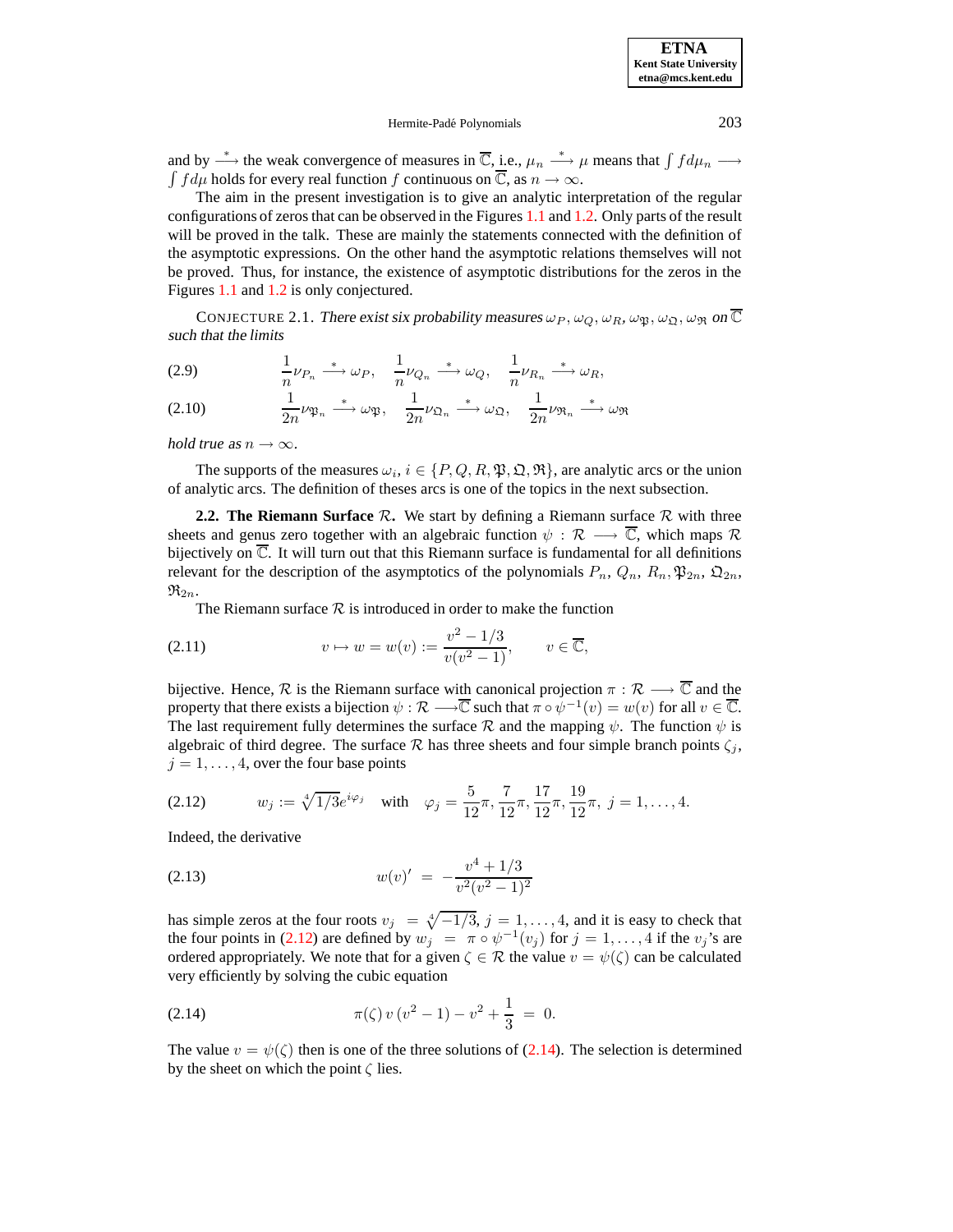and by $\stackrel{*}{\longrightarrow}$ the weak convergence of measures in $\overline{\mathbb{C}}$, i.e., $\mu_n \stackrel{*}{\longrightarrow} \mu$ means that $\int f d\mu_n \longrightarrow \int f d\mu$ holds for every real function $f$ continuous on $\overline{\mathbb{C}}$, as $n \to \infty$.

The aim in the present investigation is to give an analytic interpretation of the regular configurations of zeros that can be observed in the Figures 1.1 and 1.2. Only parts of the result will be proved in the talk. These are mainly the statements connected with the definition of the asymptotic expressions. On the other hand the asymptotic relations themselves will not be proved. Thus, for instance, the existence of asymptotic distributions for the zeros in the Figures 1.1 and 1.2 is only conjectured.

CONJECTURE 2.1. *There exist six probability measures $\omega_P, \omega_Q, \omega_R, \omega_{\mathfrak{P}}, \omega_{\mathfrak{Q}}, \omega_{\mathfrak{R}}$ on $\overline{\mathbb{C}}$ such that the limits*

$$\frac{1}{n}\nu_{P_n} \stackrel{*}{\longrightarrow} \omega_P, \quad \frac{1}{n}\nu_{Q_n} \stackrel{*}{\longrightarrow} \omega_Q, \quad \frac{1}{n}\nu_{R_n} \stackrel{*}{\longrightarrow} \omega_R, \tag{2.9}$$

$$\frac{1}{2n}\nu_{\mathfrak{P}_n} \stackrel{*}{\longrightarrow} \omega_{\mathfrak{P}}, \quad \frac{1}{2n}\nu_{\mathfrak{Q}_n} \stackrel{*}{\longrightarrow} \omega_{\mathfrak{Q}}, \quad \frac{1}{2n}\nu_{\mathfrak{R}_n} \stackrel{*}{\longrightarrow} \omega_{\mathfrak{R}} \tag{2.10}$$

*hold true as $n \to \infty$.*

The supports of the measures $\omega_i$, $i \in \{P, Q, R, \mathfrak{P}, \mathfrak{Q}, \mathfrak{R}\}$, are analytic arcs or the union of analytic arcs. The definition of theses arcs is one of the topics in the next subsection.

**2.2. The Riemann Surface $\mathcal{R}$.** We start by defining a Riemann surface $\mathcal{R}$ with three sheets and genus zero together with an algebraic function $\psi : \mathcal{R} \longrightarrow \overline{\mathbb{C}}$, which maps $\mathcal{R}$ bijectively on $\overline{\mathbb{C}}$. It will turn out that this Riemann surface is fundamental for all definitions relevant for the description of the asymptotics of the polynomials $P_n$, $Q_n$, $R_n$, $\mathfrak{P}_{2n}$, $\mathfrak{Q}_{2n}$, $\mathfrak{R}_{2n}$.

The Riemann surface $\mathcal{R}$ is introduced in order to make the function

$$v \mapsto w = w(v) := \frac{v^2 - 1/3}{v(v^2-1)}, \qquad v \in \overline{\mathbb{C}}, \tag{2.11}$$

bijective. Hence, $\mathcal{R}$ is the Riemann surface with canonical projection $\pi : \mathcal{R} \longrightarrow \overline{\mathbb{C}}$ and the property that there exists a bijection $\psi : \mathcal{R} \longrightarrow \overline{\mathbb{C}}$ such that $\pi \circ \psi^{-1}(v) = w(v)$ for all $v \in \overline{\mathbb{C}}$. The last requirement fully determines the surface $\mathcal{R}$ and the mapping $\psi$. The function $\psi$ is algebraic of third degree. The surface $\mathcal{R}$ has three sheets and four simple branch points $\zeta_j$, $j = 1, \ldots, 4$, over the four base points

$$w_j := \sqrt[4]{1/3}e^{i\varphi_j} \quad \text{with} \quad \varphi_j = \frac{5}{12}\pi, \frac{7}{12}\pi, \frac{17}{12}\pi, \frac{19}{12}\pi, \ j = 1, \ldots, 4. \tag{2.12}$$

Indeed, the derivative

$$w(v)' \ = \ -\frac{v^4 + 1/3}{v^2(v^2-1)^2} \tag{2.13}$$

has simple zeros at the four roots $v_j \ = \ \sqrt[4]{-1/3}$, $j = 1, \ldots, 4$, and it is easy to check that the four points in (2.12) are defined by $w_j \ = \ \pi \circ \psi^{-1}(v_j)$ for $j = 1, \ldots, 4$ if the $v_j$'s are ordered appropriately. We note that for a given $\zeta \in \mathcal{R}$ the value $v = \psi(\zeta)$ can be calculated very efficiently by solving the cubic equation

$$\pi(\zeta)\, v\, (v^2 - 1) - v^2 + \frac{1}{3} \ = \ 0. \tag{2.14}$$

The value $v = \psi(\zeta)$ then is one of the three solutions of (2.14). The selection is determined by the sheet on which the point $\zeta$ lies.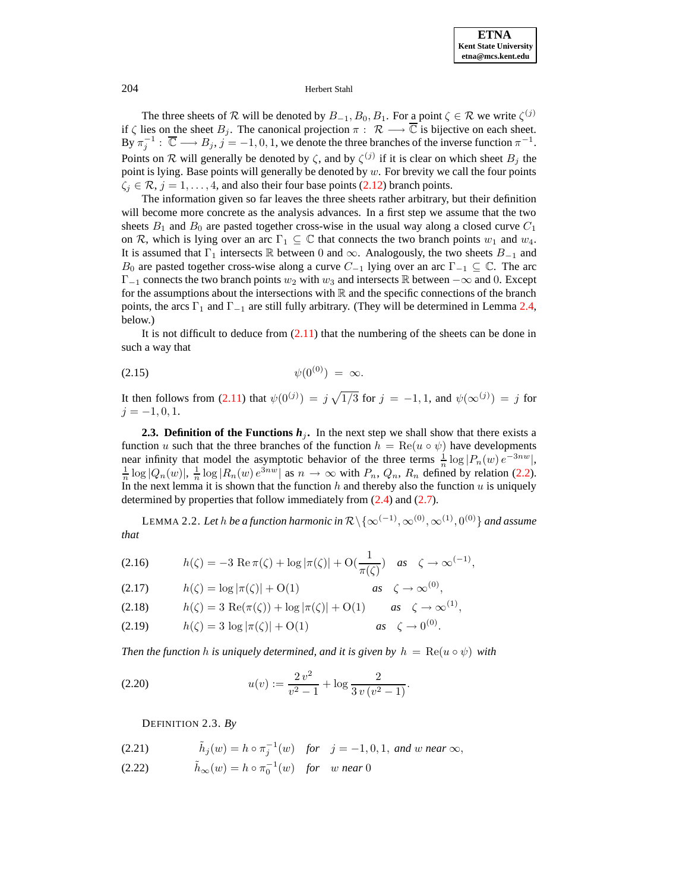The three sheets of $\mathcal{R}$ will be denoted by $B_{-1}, B_0, B_1$. For a point $\zeta \in \mathcal{R}$ we write $\zeta^{(j)}$ if $\zeta$ lies on the sheet $B_j$. The canonical projection $\pi : \mathcal{R} \longrightarrow \overline{\mathbb{C}}$ is bijective on each sheet. By $\pi_j^{-1} : \overline{\mathbb{C}} \longrightarrow B_j$, $j = -1, 0, 1$, we denote the three branches of the inverse function $\pi^{-1}$. Points on $\mathcal{R}$ will generally be denoted by $\zeta$, and by $\zeta^{(j)}$ if it is clear on which sheet $B_j$ the point is lying. Base points will generally be denoted by $w$. For brevity we call the four points $\zeta_j \in \mathcal{R}$, $j = 1, \ldots, 4$, and also their four base points (2.12) branch points.

The information given so far leaves the three sheets rather arbitrary, but their definition will become more concrete as the analysis advances. In a first step we assume that the two sheets $B_1$ and $B_0$ are pasted together cross-wise in the usual way along a closed curve $C_1$ on $\mathcal{R}$, which is lying over an arc $\Gamma_1 \subseteq \mathbb{C}$ that connects the two branch points $w_1$ and $w_4$. It is assumed that $\Gamma_1$ intersects $\mathbb{R}$ between $0$ and $\infty$. Analogously, the two sheets $B_{-1}$ and $B_0$ are pasted together cross-wise along a curve $C_{-1}$ lying over an arc $\Gamma_{-1} \subseteq \mathbb{C}$. The arc $\Gamma_{-1}$ connects the two branch points $w_2$ with $w_3$ and intersects $\mathbb{R}$ between $-\infty$ and $0$. Except for the assumptions about the intersections with $\mathbb{R}$ and the specific connections of the branch points, the arcs $\Gamma_1$ and $\Gamma_{-1}$ are still fully arbitrary. (They will be determined in Lemma 2.4, below.)

It is not difficult to deduce from (2.11) that the numbering of the sheets can be done in such a way that

$$\psi(0^{(0)}) \;=\; \infty. \tag{2.15}$$

It then follows from (2.11) that $\psi(0^{(j)}) = j\sqrt{1/3}$ for $j = -1, 1$, and $\psi(\infty^{(j)}) = j$ for $j = -1, 0, 1$.

**2.3. Definition of the Functions $h_j$.** In the next step we shall show that there exists a function $u$ such that the three branches of the function $h = \operatorname{Re}(u \circ \psi)$ have developments near infinity that model the asymptotic behavior of the three terms $\frac{1}{n}\log|P_n(w)\, e^{-3nw}|$, $\frac{1}{n}\log|Q_n(w)|$, $\frac{1}{n}\log|R_n(w)\, e^{3nw}|$ as $n \to \infty$ with $P_n$, $Q_n$, $R_n$ defined by relation (2.2). In the next lemma it is shown that the function $h$ and thereby also the function $u$ is uniquely determined by properties that follow immediately from (2.4) and (2.7).

LEMMA 2.2. *Let $h$ be a function harmonic in $\mathcal{R}\setminus\{\infty^{(-1)}, \infty^{(0)}, \infty^{(1)}, 0^{(0)}\}$ and assume that*

$$h(\zeta) = -3\,\operatorname{Re}\pi(\zeta) + \log|\pi(\zeta)| + \mathrm{O}\Big(\frac{1}{\pi(\zeta)}\Big) \quad \text{as} \quad \zeta \to \infty^{(-1)}, \tag{2.16}$$

$$h(\zeta) = \log|\pi(\zeta)| + \mathrm{O}(1) \qquad \text{as} \quad \zeta \to \infty^{(0)}, \tag{2.17}$$

$$h(\zeta) = 3\,\operatorname{Re}(\pi(\zeta)) + \log|\pi(\zeta)| + \mathrm{O}(1) \qquad \text{as} \quad \zeta \to \infty^{(1)}, \tag{2.18}$$

$$h(\zeta) = 3\,\log|\pi(\zeta)| + \mathrm{O}(1) \qquad \text{as} \quad \zeta \to 0^{(0)}. \tag{2.19}$$

*Then the function $h$ is uniquely determined, and it is given by $h = \operatorname{Re}(u \circ \psi)$ with*

$$u(v) := \frac{2\,v^2}{v^2-1} + \log\frac{2}{3\,v\,(v^2-1)}. \tag{2.20}$$

DEFINITION 2.3. *By*

$$\tilde{h}_j(w) = h \circ \pi_j^{-1}(w) \quad \text{for} \quad j = -1, 0, 1, \text{ and } w \text{ near } \infty, \tag{2.21}$$

$$\tilde{h}_\infty(w) = h \circ \pi_0^{-1}(w) \quad \text{for} \quad w \text{ near } 0 \tag{2.22}$$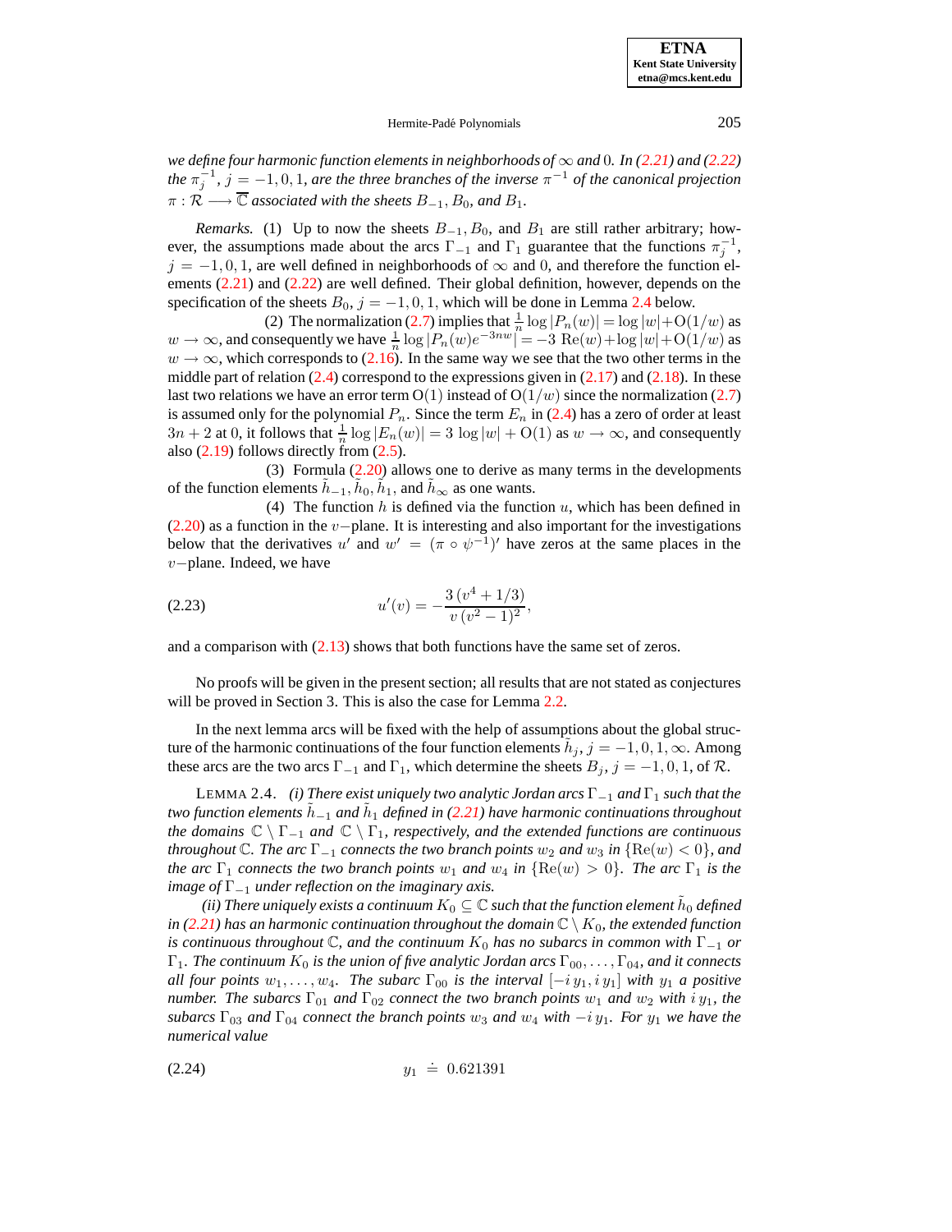*we define four harmonic function elements in neighborhoods of $\infty$ and $0$. In (2.21) and (2.22) the $\pi_j^{-1}$, $j = -1, 0, 1$, are the three branches of the inverse $\pi^{-1}$ of the canonical projection $\pi : \mathcal{R} \longrightarrow \overline{\mathbb{C}}$ associated with the sheets $B_{-1}, B_0$, and $B_1$.*

*Remarks.* (1) Up to now the sheets $B_{-1}, B_0$, and $B_1$ are still rather arbitrary; however, the assumptions made about the arcs $\Gamma_{-1}$ and $\Gamma_1$ guarantee that the functions $\pi_j^{-1}$, $j = -1, 0, 1$, are well defined in neighborhoods of $\infty$ and $0$, and therefore the function elements (2.21) and (2.22) are well defined. Their global definition, however, depends on the specification of the sheets $B_0$, $j = -1, 0, 1$, which will be done in Lemma 2.4 below.

(2) The normalization (2.7) implies that $\frac{1}{n}\log|P_n(w)| = \log|w| + \mathrm{O}(1/w)$ as $w \to \infty$, and consequently we have $\frac{1}{n}\log|P_n(w)e^{-3nw}| = -3\ \mathrm{Re}(w) + \log|w| + \mathrm{O}(1/w)$ as $w \to \infty$, which corresponds to (2.16). In the same way we see that the two other terms in the middle part of relation (2.4) correspond to the expressions given in (2.17) and (2.18). In these last two relations we have an error term $\mathrm{O}(1)$ instead of $\mathrm{O}(1/w)$ since the normalization (2.7) is assumed only for the polynomial $P_n$. Since the term $E_n$ in (2.4) has a zero of order at least $3n + 2$ at $0$, it follows that $\frac{1}{n}\log|E_n(w)| = 3\,\log|w| + \mathrm{O}(1)$ as $w \to \infty$, and consequently also (2.19) follows directly from (2.5).

(3) Formula (2.20) allows one to derive as many terms in the developments of the function elements $\tilde{h}_{-1}, \tilde{h}_0, \tilde{h}_1$, and $\tilde{h}_\infty$ as one wants.

(4) The function $h$ is defined via the function $u$, which has been defined in (2.20) as a function in the $v-$plane. It is interesting and also important for the investigations below that the derivatives $u'$ and $w' = (\pi \circ \psi^{-1})'$ have zeros at the same places in the $v-$plane. Indeed, we have

$$u'(v) = -\frac{3\,(v^4 + 1/3)}{v\,(v^2 - 1)^2}, \tag{2.23}$$

and a comparison with (2.13) shows that both functions have the same set of zeros.

No proofs will be given in the present section; all results that are not stated as conjectures will be proved in Section 3. This is also the case for Lemma 2.2.

In the next lemma arcs will be fixed with the help of assumptions about the global structure of the harmonic continuations of the four function elements $\tilde{h}_j$, $j = -1, 0, 1, \infty$. Among these arcs are the two arcs $\Gamma_{-1}$ and $\Gamma_1$, which determine the sheets $B_j$, $j = -1, 0, 1$, of $\mathcal{R}$.

LEMMA 2.4. *(i) There exist uniquely two analytic Jordan arcs $\Gamma_{-1}$ and $\Gamma_1$ such that the two function elements $\tilde{h}_{-1}$ and $\tilde{h}_1$ defined in (2.21) have harmonic continuations throughout the domains $\mathbb{C} \setminus \Gamma_{-1}$ and $\mathbb{C} \setminus \Gamma_1$, respectively, and the extended functions are continuous throughout $\mathbb{C}$. The arc $\Gamma_{-1}$ connects the two branch points $w_2$ and $w_3$ in $\{\mathrm{Re}(w) < 0\}$, and the arc $\Gamma_1$ connects the two branch points $w_1$ and $w_4$ in $\{\mathrm{Re}(w) > 0\}$. The arc $\Gamma_1$ is the image of $\Gamma_{-1}$ under reflection on the imaginary axis.*

*(ii) There uniquely exists a continuum $K_0 \subseteq \mathbb{C}$ such that the function element $\tilde{h}_0$ defined in (2.21) has an harmonic continuation throughout the domain $\mathbb{C} \setminus K_0$, the extended function is continuous throughout $\mathbb{C}$, and the continuum $K_0$ has no subarcs in common with $\Gamma_{-1}$ or $\Gamma_1$. The continuum $K_0$ is the union of five analytic Jordan arcs $\Gamma_{00}, \ldots, \Gamma_{04}$, and it connects all four points $w_1, \ldots, w_4$. The subarc $\Gamma_{00}$ is the interval $[-i\,y_1, i\,y_1]$ with $y_1$ a positive number. The subarcs $\Gamma_{01}$ and $\Gamma_{02}$ connect the two branch points $w_1$ and $w_2$ with $i\,y_1$, the subarcs $\Gamma_{03}$ and $\Gamma_{04}$ connect the branch points $w_3$ and $w_4$ with $-i\,y_1$. For $y_1$ we have the numerical value*

$$y_1 \doteq 0.621391 \tag{2.24}$$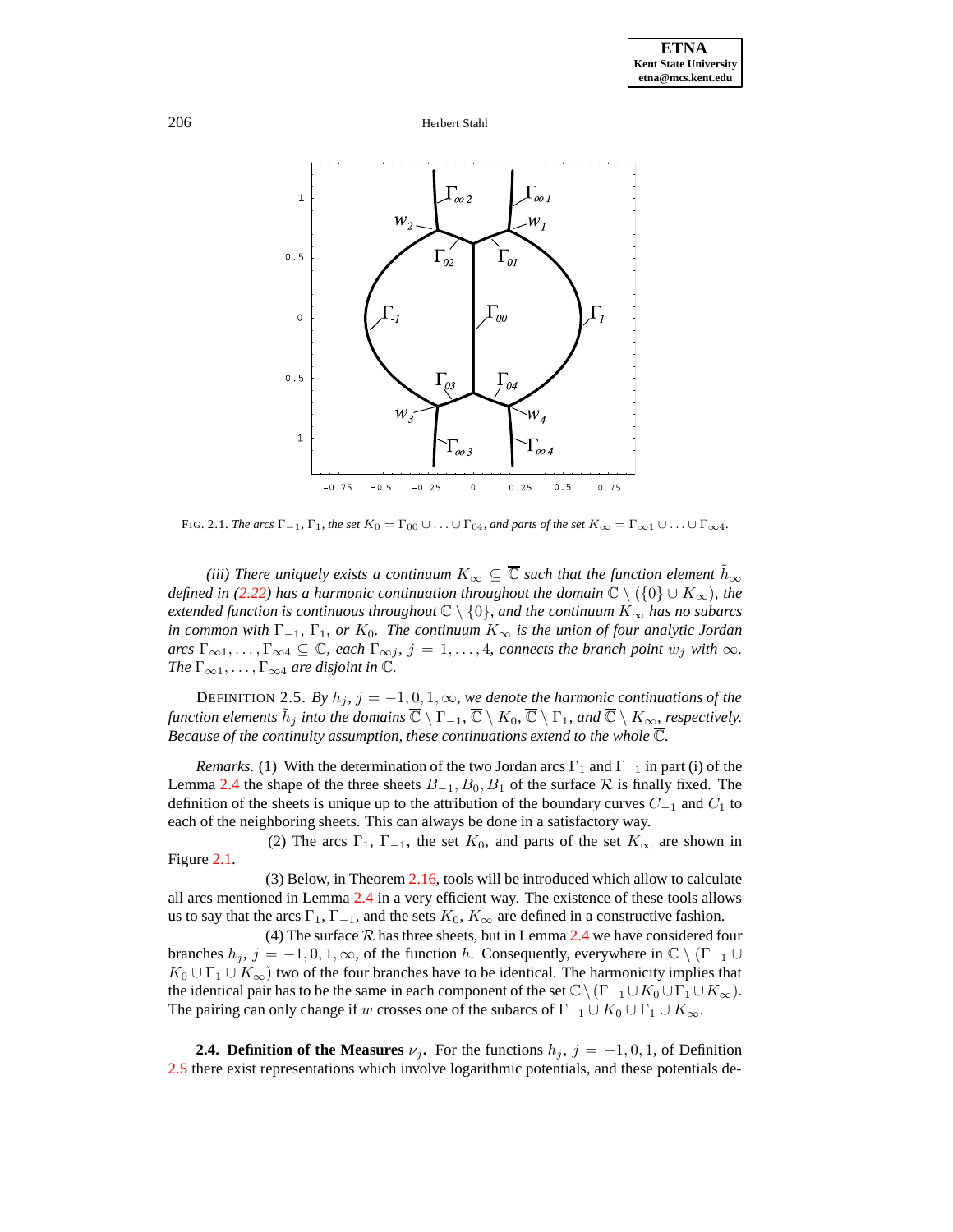FIG. 2.1. *The arcs* $\Gamma_{-1}$, $\Gamma_1$, *the set* $K_0 = \Gamma_{00} \cup \ldots \cup \Gamma_{04}$, *and parts of the set* $K_\infty = \Gamma_{\infty 1} \cup \ldots \cup \Gamma_{\infty 4}$.

*(iii) There uniquely exists a continuum* $K_\infty \subseteq \overline{\mathbb{C}}$ *such that the function element* $\tilde{h}_\infty$ *defined in (2.22) has a harmonic continuation throughout the domain* $\mathbb{C} \setminus (\{0\} \cup K_\infty)$, *the extended function is continuous throughout* $\mathbb{C} \setminus \{0\}$, *and the continuum* $K_\infty$ *has no subarcs in common with* $\Gamma_{-1}$, $\Gamma_1$, *or* $K_0$. *The continuum* $K_\infty$ *is the union of four analytic Jordan arcs* $\Gamma_{\infty 1}, \ldots, \Gamma_{\infty 4} \subseteq \overline{\mathbb{C}}$, *each* $\Gamma_{\infty j}$, $j = 1, \ldots, 4$, *connects the branch point* $w_j$ *with* $\infty$. *The* $\Gamma_{\infty 1}, \ldots, \Gamma_{\infty 4}$ *are disjoint in* $\mathbb{C}$.

DEFINITION 2.5. *By* $h_j$, $j = -1, 0, 1, \infty$, *we denote the harmonic continuations of the function elements* $\tilde{h}_j$ *into the domains* $\overline{\mathbb{C}} \setminus \Gamma_{-1}$, $\overline{\mathbb{C}} \setminus K_0$, $\overline{\mathbb{C}} \setminus \Gamma_1$, *and* $\overline{\mathbb{C}} \setminus K_\infty$, *respectively. Because of the continuity assumption, these continuations extend to the whole* $\overline{\mathbb{C}}$.

*Remarks.* (1) With the determination of the two Jordan arcs $\Gamma_1$ and $\Gamma_{-1}$ in part (i) of the Lemma 2.4 the shape of the three sheets $B_{-1}, B_0, B_1$ of the surface $\mathcal{R}$ is finally fixed. The definition of the sheets is unique up to the attribution of the boundary curves $C_{-1}$ and $C_1$ to each of the neighboring sheets. This can always be done in a satisfactory way.

(2) The arcs $\Gamma_1$, $\Gamma_{-1}$, the set $K_0$, and parts of the set $K_\infty$ are shown in Figure 2.1.

(3) Below, in Theorem 2.16, tools will be introduced which allow to calculate all arcs mentioned in Lemma 2.4 in a very efficient way. The existence of these tools allows us to say that the arcs $\Gamma_1$, $\Gamma_{-1}$, and the sets $K_0$, $K_\infty$ are defined in a constructive fashion.

(4) The surface $\mathcal{R}$ has three sheets, but in Lemma 2.4 we have considered four branches $h_j$, $j = -1, 0, 1, \infty$, of the function $h$. Consequently, everywhere in $\mathbb{C} \setminus (\Gamma_{-1} \cup K_0 \cup \Gamma_1 \cup K_\infty)$ two of the four branches have to be identical. The harmonicity implies that the identical pair has to be the same in each component of the set $\mathbb{C} \setminus (\Gamma_{-1} \cup K_0 \cup \Gamma_1 \cup K_\infty)$. The pairing can only change if $w$ crosses one of the subarcs of $\Gamma_{-1} \cup K_0 \cup \Gamma_1 \cup K_\infty$.

**2.4. Definition of the Measures** $\nu_j$**.** For the functions $h_j$, $j = -1, 0, 1$, of Definition 2.5 there exist representations which involve logarithmic potentials, and these potentials de-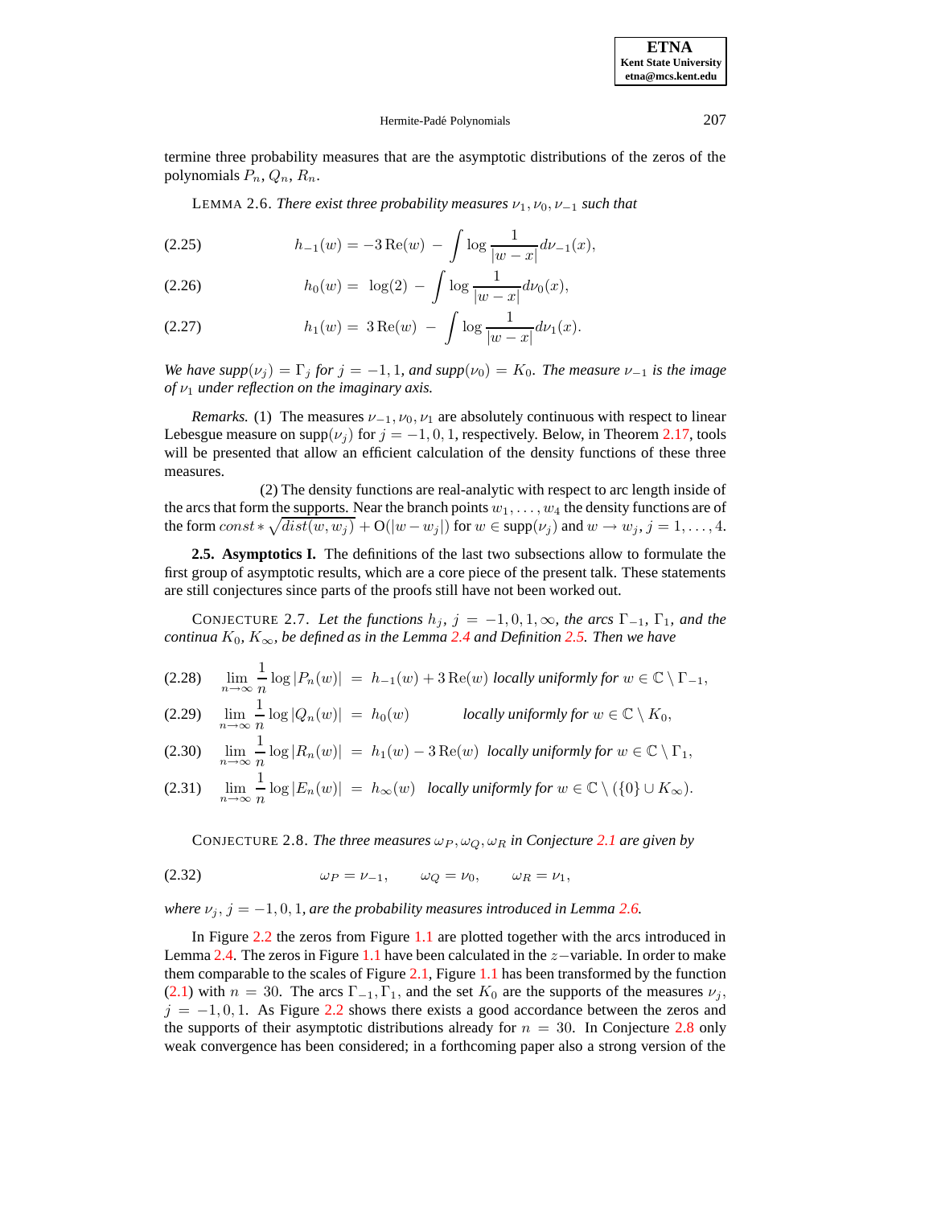termine three probability measures that are the asymptotic distributions of the zeros of the polynomials $P_n$, $Q_n$, $R_n$.

LEMMA 2.6. *There exist three probability measures $\nu_1, \nu_0, \nu_{-1}$ such that*

$$h_{-1}(w) = -3\,\mathrm{Re}(w) \; - \int \log \frac{1}{|w-x|} d\nu_{-1}(x), \tag{2.25}$$

$$h_0(w) = \;\log(2) \; - \int \log \frac{1}{|w-x|} d\nu_0(x), \tag{2.26}$$

$$h_1(w) = \;3\,\mathrm{Re}(w) \; - \int \log \frac{1}{|w-x|} d\nu_1(x). \tag{2.27}$$

*We have $\mathrm{supp}(\nu_j) = \Gamma_j$ for $j = -1, 1$, and $\mathrm{supp}(\nu_0) = K_0$. The measure $\nu_{-1}$ is the image of $\nu_1$ under reflection on the imaginary axis.*

*Remarks.* (1) The measures $\nu_{-1}, \nu_0, \nu_1$ are absolutely continuous with respect to linear Lebesgue measure on $\mathrm{supp}(\nu_j)$ for $j = -1, 0, 1$, respectively. Below, in Theorem 2.17, tools will be presented that allow an efficient calculation of the density functions of these three measures.

(2) The density functions are real-analytic with respect to arc length inside of the arcs that form the supports. Near the branch points $w_1, \ldots, w_4$ the density functions are of the form $const * \sqrt{dist(w, w_j)} + \mathrm{O}(|w - w_j|)$ for $w \in \mathrm{supp}(\nu_j)$ and $w \to w_j$, $j = 1, \ldots, 4$.

**2.5. Asymptotics I.** The definitions of the last two subsections allow to formulate the first group of asymptotic results, which are a core piece of the present talk. These statements are still conjectures since parts of the proofs still have not been worked out.

CONJECTURE 2.7. *Let the functions $h_j$, $j = -1, 0, 1, \infty$, the arcs $\Gamma_{-1}$, $\Gamma_1$, and the continua $K_0$, $K_\infty$, be defined as in the Lemma 2.4 and Definition 2.5. Then we have*

$$\lim_{n\to\infty} \frac{1}{n} \log |P_n(w)| \; = \; h_{-1}(w) + 3\,\mathrm{Re}(w) \text{ locally uniformly for } w \in \mathbb{C} \setminus \Gamma_{-1}, \tag{2.28}$$

$$\lim_{n\to\infty} \frac{1}{n} \log |Q_n(w)| \; = \; h_0(w) \qquad \text{ locally uniformly for } w \in \mathbb{C} \setminus K_0, \tag{2.29}$$

$$\lim_{n\to\infty} \frac{1}{n} \log |R_n(w)| \; = \; h_1(w) - 3\,\mathrm{Re}(w) \text{ locally uniformly for } w \in \mathbb{C} \setminus \Gamma_1, \tag{2.30}$$

$$\lim_{n\to\infty} \frac{1}{n} \log |E_n(w)| \; = \; h_\infty(w) \text{ locally uniformly for } w \in \mathbb{C} \setminus (\{0\} \cup K_\infty). \tag{2.31}$$

CONJECTURE 2.8. *The three measures $\omega_P, \omega_Q, \omega_R$ in Conjecture 2.1 are given by*

$$\omega_P = \nu_{-1}, \qquad \omega_Q = \nu_0, \qquad \omega_R = \nu_1, \tag{2.32}$$

*where $\nu_j$, $j = -1, 0, 1$, are the probability measures introduced in Lemma 2.6.*

In Figure 2.2 the zeros from Figure 1.1 are plotted together with the arcs introduced in Lemma 2.4. The zeros in Figure 1.1 have been calculated in the $z-$variable. In order to make them comparable to the scales of Figure 2.1, Figure 1.1 has been transformed by the function (2.1) with $n = 30$. The arcs $\Gamma_{-1}, \Gamma_1$, and the set $K_0$ are the supports of the measures $\nu_j$, $j = -1, 0, 1$. As Figure 2.2 shows there exists a good accordance between the zeros and the supports of their asymptotic distributions already for $n = 30$. In Conjecture 2.8 only weak convergence has been considered; in a forthcoming paper also a strong version of the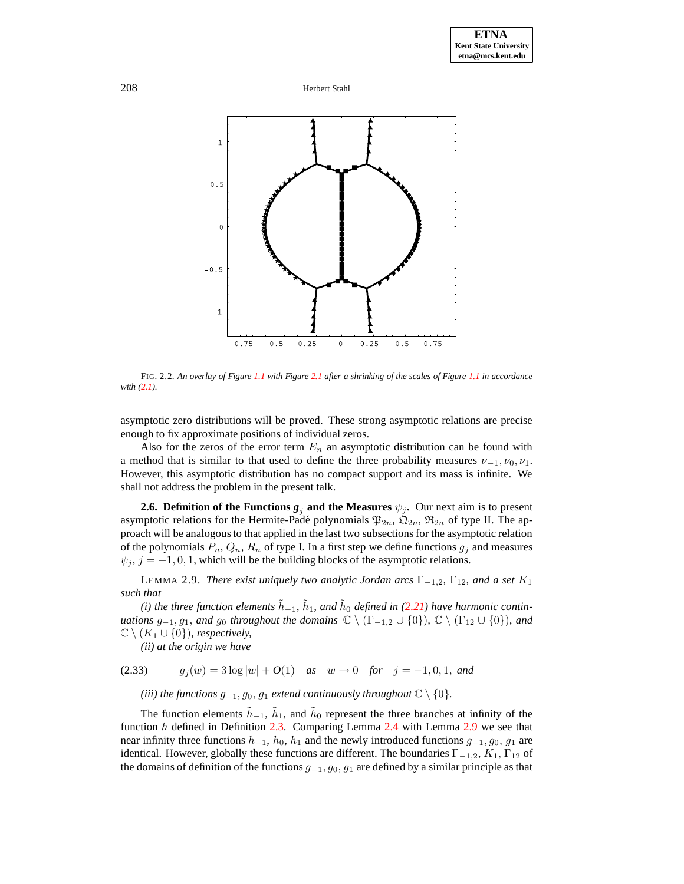FIG. 2.2. *An overlay of Figure 1.1 with Figure 2.1 after a shrinking of the scales of Figure 1.1 in accordance with (2.1).*

asymptotic zero distributions will be proved. These strong asymptotic relations are precise enough to fix approximate positions of individual zeros.

Also for the zeros of the error term $E_n$ an asymptotic distribution can be found with a method that is similar to that used to define the three probability measures $\nu_{-1}, \nu_0, \nu_1$. However, this asymptotic distribution has no compact support and its mass is infinite. We shall not address the problem in the present talk.

**2.6. Definition of the Functions $g_j$ and the Measures $\psi_j$.** Our next aim is to present asymptotic relations for the Hermite-Padé polynomials $\mathfrak{P}_{2n}$, $\mathfrak{Q}_{2n}$, $\mathfrak{R}_{2n}$ of type II. The approach will be analogous to that applied in the last two subsections for the asymptotic relation of the polynomials $P_n$, $Q_n$, $R_n$ of type I. In a first step we define functions $g_j$ and measures $\psi_j$, $j = -1, 0, 1$, which will be the building blocks of the asymptotic relations.

LEMMA 2.9. *There exist uniquely two analytic Jordan arcs $\Gamma_{-1,2}$, $\Gamma_{12}$, and a set $K_1$ such that*

*(i) the three function elements $\tilde{h}_{-1}$, $\tilde{h}_1$, and $\tilde{h}_0$ defined in (2.21) have harmonic continuations $g_{-1}, g_1$, and $g_0$ throughout the domains $\mathbb{C} \setminus (\Gamma_{-1,2} \cup \{0\})$, $\mathbb{C} \setminus (\Gamma_{12} \cup \{0\})$, and $\mathbb{C} \setminus (K_1 \cup \{0\})$, respectively,*

*(ii) at the origin we have*

$$g_j(w) = 3 \log |w| + O(1) \quad \text{as} \quad w \to 0 \quad \text{for} \quad j = -1, 0, 1, \text{ and} \tag{2.33}$$

*(iii) the functions $g_{-1}, g_0, g_1$ extend continuously throughout $\mathbb{C} \setminus \{0\}$.*

The function elements $\tilde{h}_{-1}$, $\tilde{h}_1$, and $\tilde{h}_0$ represent the three branches at infinity of the function $h$ defined in Definition 2.3. Comparing Lemma 2.4 with Lemma 2.9 we see that near infinity three functions $h_{-1}$, $h_0$, $h_1$ and the newly introduced functions $g_{-1}, g_0, g_1$ are identical. However, globally these functions are different. The boundaries $\Gamma_{-1,2}$, $K_1$, $\Gamma_{12}$ of the domains of definition of the functions $g_{-1}, g_0, g_1$ are defined by a similar principle as that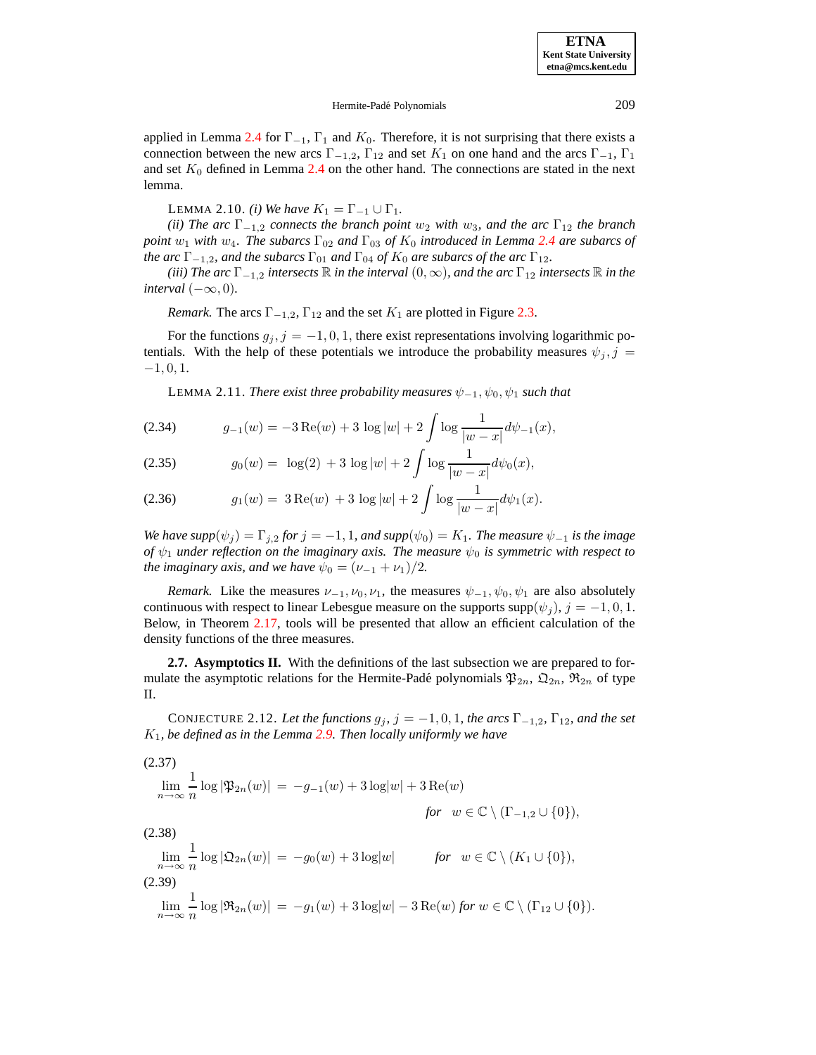applied in Lemma 2.4 for $\Gamma_{-1}$, $\Gamma_1$ and $K_0$. Therefore, it is not surprising that there exists a connection between the new arcs $\Gamma_{-1,2}$, $\Gamma_{12}$ and set $K_1$ on one hand and the arcs $\Gamma_{-1}$, $\Gamma_1$ and set $K_0$ defined in Lemma 2.4 on the other hand. The connections are stated in the next lemma.

LEMMA 2.10. *(i) We have $K_1 = \Gamma_{-1} \cup \Gamma_1$.*

*(ii) The arc $\Gamma_{-1,2}$ connects the branch point $w_2$ with $w_3$, and the arc $\Gamma_{12}$ the branch point $w_1$ with $w_4$. The subarcs $\Gamma_{02}$ and $\Gamma_{03}$ of $K_0$ introduced in Lemma 2.4 are subarcs of the arc $\Gamma_{-1,2}$, and the subarcs $\Gamma_{01}$ and $\Gamma_{04}$ of $K_0$ are subarcs of the arc $\Gamma_{12}$.*

*(iii) The arc $\Gamma_{-1,2}$ intersects $\mathbb{R}$ in the interval $(0, \infty)$, and the arc $\Gamma_{12}$ intersects $\mathbb{R}$ in the interval $(-\infty, 0)$.*

*Remark.* The arcs $\Gamma_{-1,2}$, $\Gamma_{12}$ and the set $K_1$ are plotted in Figure 2.3.

For the functions $g_j$, $j = -1, 0, 1$, there exist representations involving logarithmic potentials. With the help of these potentials we introduce the probability measures $\psi_j$, $j = -1, 0, 1$.

LEMMA 2.11. *There exist three probability measures $\psi_{-1}, \psi_0, \psi_1$ such that*

$$g_{-1}(w) = -3\,\mathrm{Re}(w) + 3\,\log|w| + 2\int \log\frac{1}{|w-x|}d\psi_{-1}(x), \tag{2.34}$$

$$g_0(w) = \log(2) + 3\,\log|w| + 2\int \log\frac{1}{|w-x|}d\psi_0(x), \tag{2.35}$$

$$g_1(w) = 3\,\mathrm{Re}(w) + 3\,\log|w| + 2\int \log\frac{1}{|w-x|}d\psi_1(x). \tag{2.36}$$

*We have supp$(\psi_j) = \Gamma_{j,2}$ for $j = -1, 1$, and supp$(\psi_0) = K_1$. The measure $\psi_{-1}$ is the image of $\psi_1$ under reflection on the imaginary axis. The measure $\psi_0$ is symmetric with respect to the imaginary axis, and we have $\psi_0 = (\nu_{-1} + \nu_1)/2$.*

*Remark.* Like the measures $\nu_{-1}, \nu_0, \nu_1$, the measures $\psi_{-1}, \psi_0, \psi_1$ are also absolutely continuous with respect to linear Lebesgue measure on the supports supp$(\psi_j)$, $j = -1, 0, 1$. Below, in Theorem 2.17, tools will be presented that allow an efficient calculation of the density functions of the three measures.

**2.7. Asymptotics II.** With the definitions of the last subsection we are prepared to formulate the asymptotic relations for the Hermite-Padé polynomials $\mathfrak{P}_{2n}$, $\mathfrak{Q}_{2n}$, $\mathfrak{R}_{2n}$ of type II.

CONJECTURE 2.12. *Let the functions $g_j$, $j = -1, 0, 1$, the arcs $\Gamma_{-1,2}$, $\Gamma_{12}$, and the set $K_1$, be defined as in the Lemma 2.9. Then locally uniformly we have*

$$\lim_{n\to\infty}\frac{1}{n}\log|\mathfrak{P}_{2n}(w)| = -g_{-1}(w) + 3\log|w| + 3\,\mathrm{Re}(w) \quad \text{for} \quad w \in \mathbb{C}\setminus(\Gamma_{-1,2}\cup\{0\}), \tag{2.37}$$

$$\lim_{n\to\infty}\frac{1}{n}\log|\mathfrak{Q}_{2n}(w)| = -g_0(w) + 3\log|w| \quad \text{for} \quad w \in \mathbb{C}\setminus(K_1\cup\{0\}), \tag{2.38}$$

$$\lim_{n\to\infty}\frac{1}{n}\log|\mathfrak{R}_{2n}(w)| = -g_1(w) + 3\log|w| - 3\,\mathrm{Re}(w) \text{ for } w \in \mathbb{C}\setminus(\Gamma_{12}\cup\{0\}). \tag{2.39}$$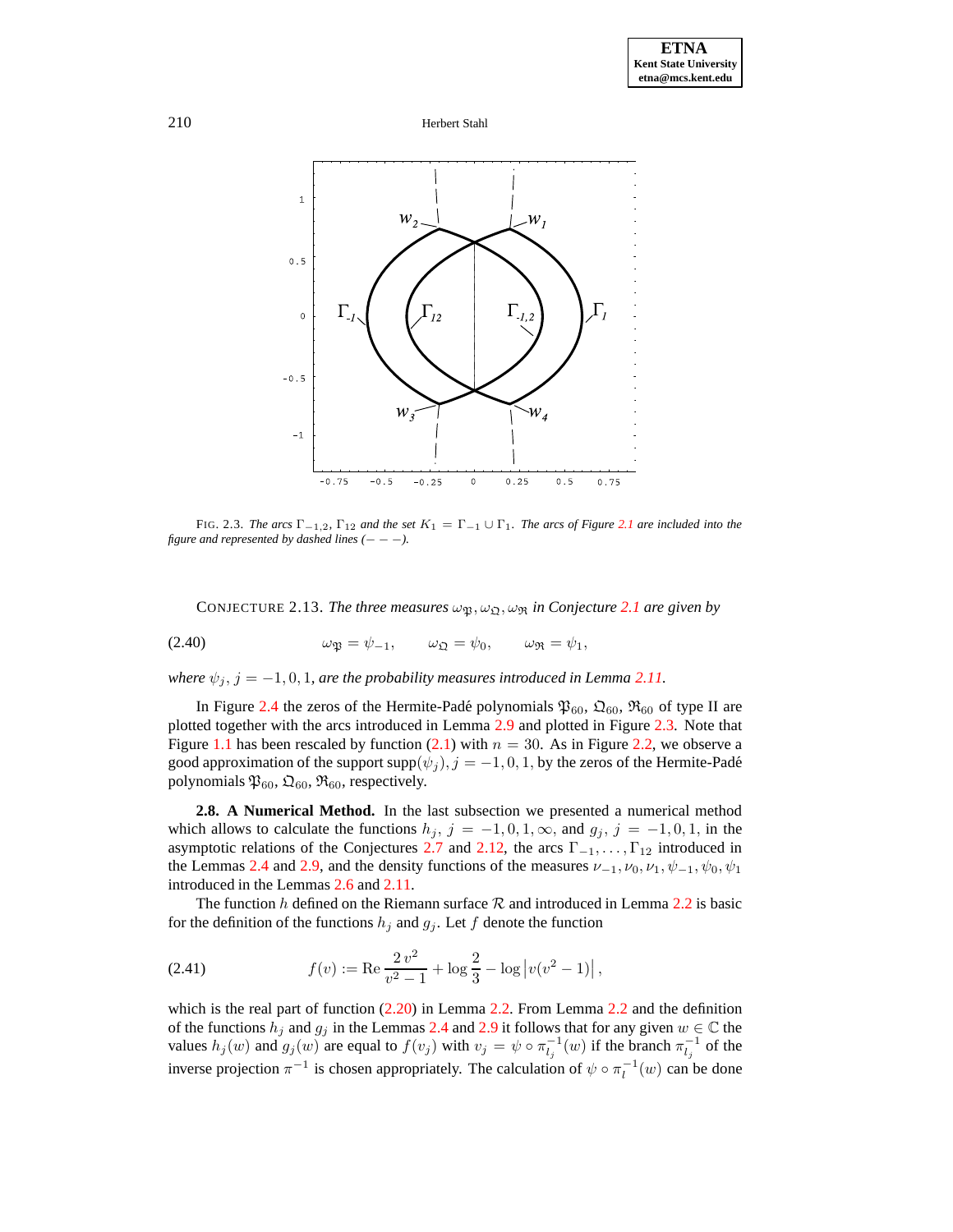FIG. 2.3. *The arcs* $\Gamma_{-1,2}$, $\Gamma_{12}$ *and the set* $K_1 = \Gamma_{-1} \cup \Gamma_1$. *The arcs of Figure 2.1 are included into the figure and represented by dashed lines (— — —).*

CONJECTURE 2.13. *The three measures* $\omega_{\mathfrak{P}}, \omega_{\mathfrak{Q}}, \omega_{\mathfrak{R}}$ *in Conjecture 2.1 are given by*

$$\omega_{\mathfrak{P}} = \psi_{-1}, \qquad \omega_{\mathfrak{Q}} = \psi_0, \qquad \omega_{\mathfrak{R}} = \psi_1, \tag{2.40}$$

*where* $\psi_j$, $j = -1, 0, 1$, *are the probability measures introduced in Lemma 2.11.*

In Figure 2.4 the zeros of the Hermite-Padé polynomials $\mathfrak{P}_{60}$, $\mathfrak{Q}_{60}$, $\mathfrak{R}_{60}$ of type II are plotted together with the arcs introduced in Lemma 2.9 and plotted in Figure 2.3. Note that Figure 1.1 has been rescaled by function (2.1) with $n = 30$. As in Figure 2.2, we observe a good approximation of the support $\operatorname{supp}(\psi_j), j = -1, 0, 1$, by the zeros of the Hermite-Padé polynomials $\mathfrak{P}_{60}$, $\mathfrak{Q}_{60}$, $\mathfrak{R}_{60}$, respectively.

**2.8. A Numerical Method.** In the last subsection we presented a numerical method which allows to calculate the functions $h_j$, $j = -1, 0, 1, \infty$, and $g_j$, $j = -1, 0, 1$, in the asymptotic relations of the Conjectures 2.7 and 2.12, the arcs $\Gamma_{-1}, \ldots, \Gamma_{12}$ introduced in the Lemmas 2.4 and 2.9, and the density functions of the measures $\nu_{-1}, \nu_0, \nu_1, \psi_{-1}, \psi_0, \psi_1$ introduced in the Lemmas 2.6 and 2.11.

The function $h$ defined on the Riemann surface $\mathcal{R}$ and introduced in Lemma 2.2 is basic for the definition of the functions $h_j$ and $g_j$. Let $f$ denote the function

$$f(v) := \operatorname{Re} \frac{2\, v^2}{v^2 - 1} + \log \frac{2}{3} - \log \left| v(v^2 - 1) \right|, \tag{2.41}$$

which is the real part of function (2.20) in Lemma 2.2. From Lemma 2.2 and the definition of the functions $h_j$ and $g_j$ in the Lemmas 2.4 and 2.9 it follows that for any given $w \in \mathbb{C}$ the values $h_j(w)$ and $g_j(w)$ are equal to $f(v_j)$ with $v_j = \psi \circ \pi_{l_j}^{-1}(w)$ if the branch $\pi_{l_j}^{-1}$ of the inverse projection $\pi^{-1}$ is chosen appropriately. The calculation of $\psi \circ \pi_l^{-1}(w)$ can be done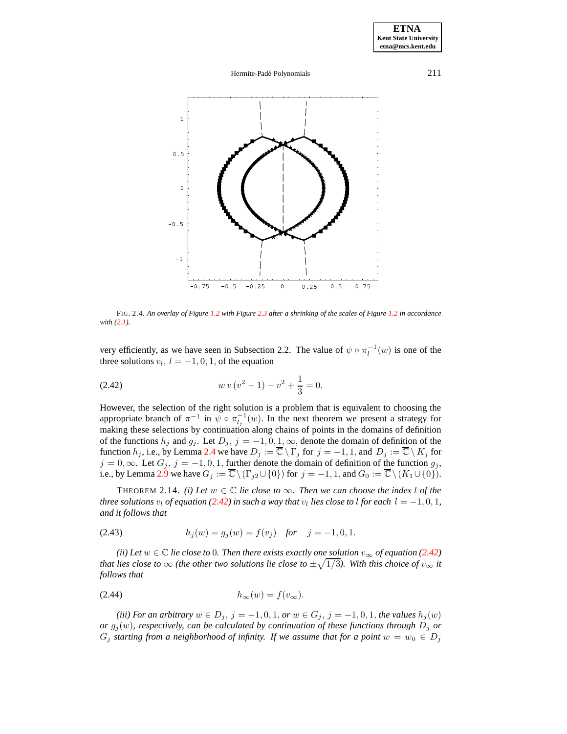FIG. 2.4. *An overlay of Figure 1.2 with Figure 2.3 after a shrinking of the scales of Figure 1.2 in accordance with (2.1).*

very efficiently, as we have seen in Subsection 2.2. The value of $\psi \circ \pi_l^{-1}(w)$ is one of the three solutions $v_l$, $l = -1, 0, 1$, of the equation

$$w\,v\,(v^2 - 1) - v^2 + \frac{1}{3} = 0. \tag{2.42}$$

However, the selection of the right solution is a problem that is equivalent to choosing the appropriate branch of $\pi^{-1}$ in $\psi \circ \pi_{l_j}^{-1}(w)$. In the next theorem we present a strategy for making these selections by continuation along chains of points in the domains of definition of the functions $h_j$ and $g_j$. Let $D_j$, $j = -1, 0, 1, \infty$, denote the domain of definition of the function $h_j$, i.e., by Lemma 2.4 we have $D_j := \overline{\mathbb{C}} \setminus \Gamma_j$ for $j = -1, 1$, and $D_j := \overline{\mathbb{C}} \setminus K_j$ for $j = 0, \infty$. Let $G_j$, $j = -1, 0, 1$, further denote the domain of definition of the function $g_j$, i.e., by Lemma 2.9 we have $G_j := \overline{\mathbb{C}} \setminus (\Gamma_{j2} \cup \{0\})$ for $j = -1, 1$, and $G_0 := \overline{\mathbb{C}} \setminus (K_1 \cup \{0\})$.

THEOREM 2.14. *(i) Let $w \in \mathbb{C}$ lie close to $\infty$. Then we can choose the index $l$ of the three solutions $v_l$ of equation (2.42) in such a way that $v_l$ lies close to $l$ for each $l = -1, 0, 1$, and it follows that*

$$h_j(w) = g_j(w) = f(v_j) \quad \textit{for} \quad j = -1, 0, 1. \tag{2.43}$$

*(ii) Let $w \in \mathbb{C}$ lie close to $0$. Then there exists exactly one solution $v_\infty$ of equation (2.42) that lies close to $\infty$ (the other two solutions lie close to $\pm\sqrt{1/3}$). With this choice of $v_\infty$ it follows that*

$$h_\infty(w) = f(v_\infty). \tag{2.44}$$

*(iii) For an arbitrary $w \in D_j$, $j = -1, 0, 1$, or $w \in G_j$, $j = -1, 0, 1$, the values $h_j(w)$ or $g_j(w)$, respectively, can be calculated by continuation of these functions through $D_j$ or $G_j$ starting from a neighborhood of infinity. If we assume that for a point $w = w_0 \in D_j$*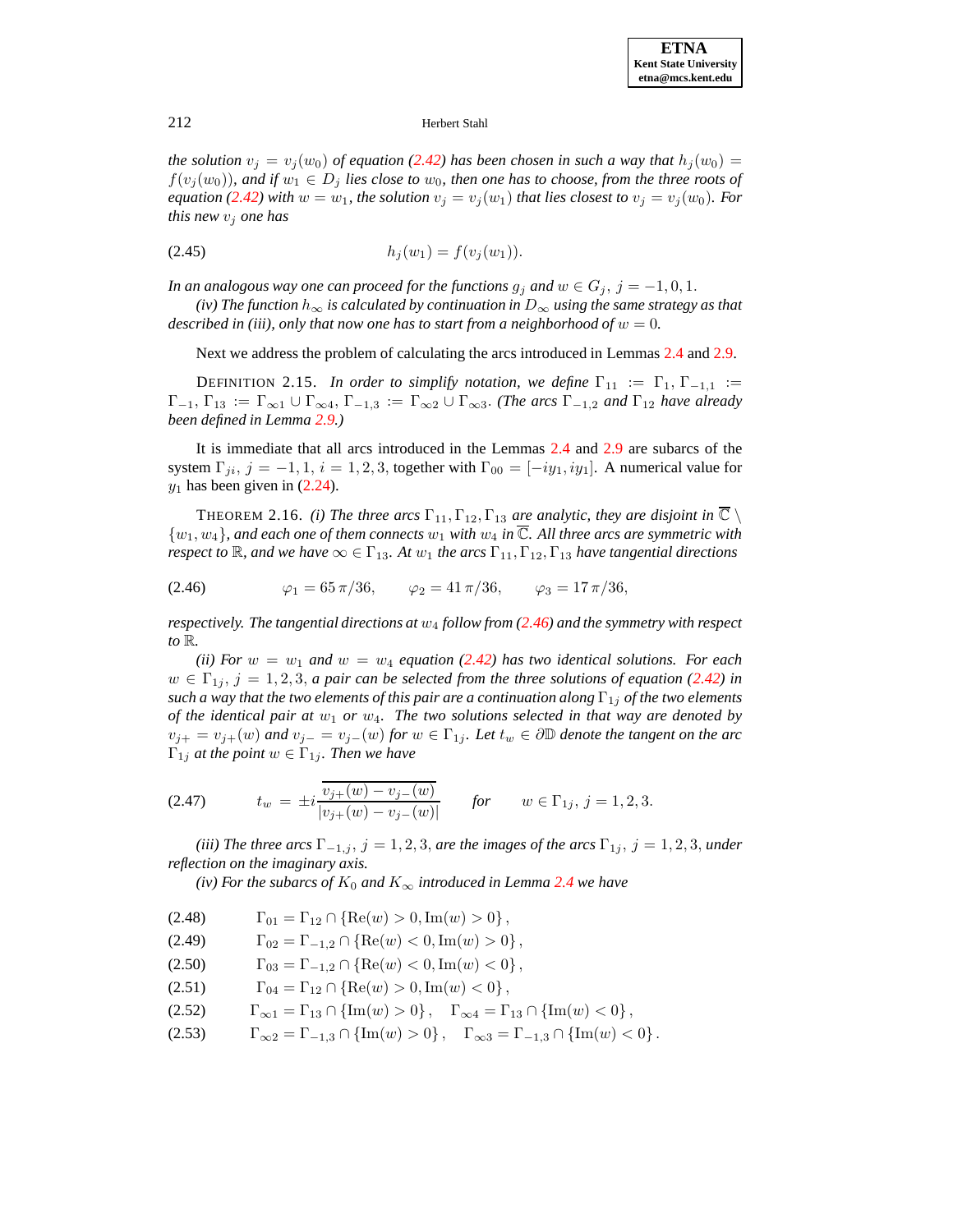*the solution $v_j = v_j(w_0)$ of equation (2.42) has been chosen in such a way that $h_j(w_0) = f(v_j(w_0))$, and if $w_1 \in D_j$ lies close to $w_0$, then one has to choose, from the three roots of equation (2.42) with $w = w_1$, the solution $v_j = v_j(w_1)$ that lies closest to $v_j = v_j(w_0)$. For this new $v_j$ one has*

$$h_j(w_1) = f(v_j(w_1)). \tag{2.45}$$

*In an analogous way one can proceed for the functions $g_j$ and $w \in G_j$, $j = -1, 0, 1$.*

*(iv) The function $h_\infty$ is calculated by continuation in $D_\infty$ using the same strategy as that described in (iii), only that now one has to start from a neighborhood of $w = 0$.*

Next we address the problem of calculating the arcs introduced in Lemmas 2.4 and 2.9.

DEFINITION 2.15. *In order to simplify notation, we define $\Gamma_{11} := \Gamma_1$, $\Gamma_{-1,1} := \Gamma_{-1}$, $\Gamma_{13} := \Gamma_{\infty 1} \cup \Gamma_{\infty 4}$, $\Gamma_{-1,3} := \Gamma_{\infty 2} \cup \Gamma_{\infty 3}$. (The arcs $\Gamma_{-1,2}$ and $\Gamma_{12}$ have already been defined in Lemma 2.9.)*

It is immediate that all arcs introduced in the Lemmas 2.4 and 2.9 are subarcs of the system $\Gamma_{ji}$, $j = -1, 1$, $i = 1, 2, 3$, together with $\Gamma_{00} = [-iy_1, iy_1]$. A numerical value for $y_1$ has been given in (2.24).

THEOREM 2.16. *(i) The three arcs $\Gamma_{11}, \Gamma_{12}, \Gamma_{13}$ are analytic, they are disjoint in $\overline{\mathbb{C}} \setminus \{w_1, w_4\}$, and each one of them connects $w_1$ with $w_4$ in $\overline{\mathbb{C}}$. All three arcs are symmetric with respect to $\mathbb{R}$, and we have $\infty \in \Gamma_{13}$. At $w_1$ the arcs $\Gamma_{11}, \Gamma_{12}, \Gamma_{13}$ have tangential directions*

$$\varphi_1 = 65\,\pi/36, \qquad \varphi_2 = 41\,\pi/36, \qquad \varphi_3 = 17\,\pi/36, \tag{2.46}$$

*respectively. The tangential directions at $w_4$ follow from (2.46) and the symmetry with respect to $\mathbb{R}$.*

*(ii) For $w = w_1$ and $w = w_4$ equation (2.42) has two identical solutions. For each $w \in \Gamma_{1j}$, $j = 1, 2, 3$, a pair can be selected from the three solutions of equation (2.42) in such a way that the two elements of this pair are a continuation along $\Gamma_{1j}$ of the two elements of the identical pair at $w_1$ or $w_4$. The two solutions selected in that way are denoted by $v_{j+} = v_{j+}(w)$ and $v_{j-} = v_{j-}(w)$ for $w \in \Gamma_{1j}$. Let $t_w \in \partial\mathbb{D}$ denote the tangent on the arc $\Gamma_{1j}$ at the point $w \in \Gamma_{1j}$. Then we have*

$$t_w = \pm i \frac{\overline{v_{j+}(w) - v_{j-}(w)}}{|v_{j+}(w) - v_{j-}(w)|} \qquad \text{for} \qquad w \in \Gamma_{1j},\ j = 1, 2, 3. \tag{2.47}$$

*(iii) The three arcs $\Gamma_{-1,j}$, $j = 1, 2, 3$, are the images of the arcs $\Gamma_{1j}$, $j = 1, 2, 3$, under reflection on the imaginary axis.*

*(iv) For the subarcs of $K_0$ and $K_\infty$ introduced in Lemma 2.4 we have*

$$\Gamma_{01} = \Gamma_{12} \cap \{\mathrm{Re}(w) > 0, \mathrm{Im}(w) > 0\}, \tag{2.48}$$

$$\Gamma_{02} = \Gamma_{-1,2} \cap \{\mathrm{Re}(w) < 0, \mathrm{Im}(w) > 0\}, \tag{2.49}$$

$$\Gamma_{03} = \Gamma_{-1,2} \cap \{\mathrm{Re}(w) < 0, \mathrm{Im}(w) < 0\}, \tag{2.50}$$

$$\Gamma_{04} = \Gamma_{12} \cap \{\mathrm{Re}(w) > 0, \mathrm{Im}(w) < 0\}, \tag{2.51}$$

$$\Gamma_{\infty 1} = \Gamma_{13} \cap \{\mathrm{Im}(w) > 0\}, \quad \Gamma_{\infty 4} = \Gamma_{13} \cap \{\mathrm{Im}(w) < 0\}, \tag{2.52}$$

$$\Gamma_{\infty 2} = \Gamma_{-1,3} \cap \{\mathrm{Im}(w) > 0\}, \quad \Gamma_{\infty 3} = \Gamma_{-1,3} \cap \{\mathrm{Im}(w) < 0\}. \tag{2.53}$$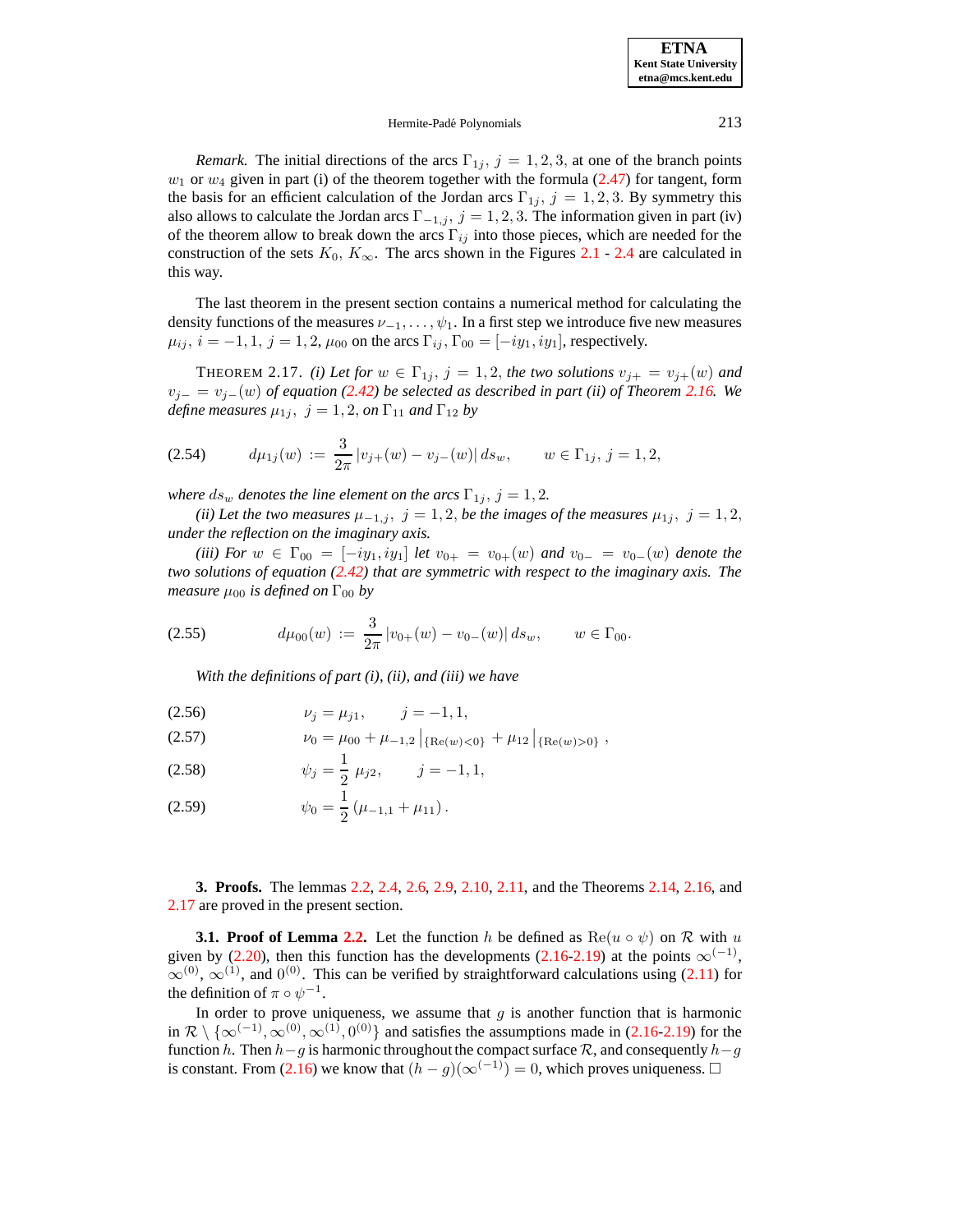*Remark.* The initial directions of the arcs $\Gamma_{1j}$, $j = 1, 2, 3$, at one of the branch points $w_1$ or $w_4$ given in part (i) of the theorem together with the formula (2.47) for tangent, form the basis for an efficient calculation of the Jordan arcs $\Gamma_{1j}$, $j = 1, 2, 3$. By symmetry this also allows to calculate the Jordan arcs $\Gamma_{-1,j}$, $j = 1, 2, 3$. The information given in part (iv) of the theorem allow to break down the arcs $\Gamma_{ij}$ into those pieces, which are needed for the construction of the sets $K_0$, $K_\infty$. The arcs shown in the Figures 2.1 - 2.4 are calculated in this way.

The last theorem in the present section contains a numerical method for calculating the density functions of the measures $\nu_{-1}, \ldots, \psi_1$. In a first step we introduce five new measures $\mu_{ij}$, $i = -1, 1$, $j = 1, 2$, $\mu_{00}$ on the arcs $\Gamma_{ij}$, $\Gamma_{00} = [-iy_1, iy_1]$, respectively.

THEOREM 2.17. *(i) Let for $w \in \Gamma_{1j}$, $j = 1, 2$, the two solutions $v_{j+} = v_{j+}(w)$ and $v_{j-} = v_{j-}(w)$ of equation (2.42) be selected as described in part (ii) of Theorem 2.16. We define measures $\mu_{1j}$, $j = 1, 2$, on $\Gamma_{11}$ and $\Gamma_{12}$ by*

$$d\mu_{1j}(w) := \frac{3}{2\pi} |v_{j+}(w) - v_{j-}(w)| \, ds_w, \qquad w \in \Gamma_{1j}, \, j = 1, 2, \tag{2.54}$$

*where $ds_w$ denotes the line element on the arcs $\Gamma_{1j}$, $j = 1, 2$.*

*(ii) Let the two measures $\mu_{-1,j}$, $j = 1, 2$, be the images of the measures $\mu_{1j}$, $j = 1, 2$, under the reflection on the imaginary axis.*

*(iii) For $w \in \Gamma_{00} = [-iy_1, iy_1]$ let $v_{0+} = v_{0+}(w)$ and $v_{0-} = v_{0-}(w)$ denote the two solutions of equation (2.42) that are symmetric with respect to the imaginary axis. The measure $\mu_{00}$ is defined on $\Gamma_{00}$ by*

$$d\mu_{00}(w) := \frac{3}{2\pi} |v_{0+}(w) - v_{0-}(w)| \, ds_w, \qquad w \in \Gamma_{00}. \tag{2.55}$$

*With the definitions of part (i), (ii), and (iii) we have*

$$\nu_j = \mu_{j1}, \qquad j = -1, 1, \tag{2.56}$$

$$\nu_0 = \mu_{00} + \mu_{-1,2}\big|_{\{\mathrm{Re}(w)<0\}} + \mu_{12}\big|_{\{\mathrm{Re}(w)>0\}}, \tag{2.57}$$

$$\psi_j = \frac{1}{2}\,\mu_{j2}, \qquad j = -1, 1, \tag{2.58}$$

$$\psi_0 = \frac{1}{2}\left(\mu_{-1,1} + \mu_{11}\right). \tag{2.59}$$

## 3. Proofs.

The lemmas 2.2, 2.4, 2.6, 2.9, 2.10, 2.11, and the Theorems 2.14, 2.16, and 2.17 are proved in the present section.

### 3.1. Proof of Lemma 2.2.

Let the function $h$ be defined as $\mathrm{Re}(u \circ \psi)$ on $\mathcal{R}$ with $u$ given by (2.20), then this function has the developments (2.16-2.19) at the points $\infty^{(-1)}$, $\infty^{(0)}$, $\infty^{(1)}$, and $0^{(0)}$. This can be verified by straightforward calculations using (2.11) for the definition of $\pi \circ \psi^{-1}$.

In order to prove uniqueness, we assume that $g$ is another function that is harmonic in $\mathcal{R} \setminus \{\infty^{(-1)}, \infty^{(0)}, \infty^{(1)}, 0^{(0)}\}$ and satisfies the assumptions made in (2.16-2.19) for the function $h$. Then $h-g$ is harmonic throughout the compact surface $\mathcal{R}$, and consequently $h-g$ is constant. From (2.16) we know that $(h-g)(\infty^{(-1)}) = 0$, which proves uniqueness. □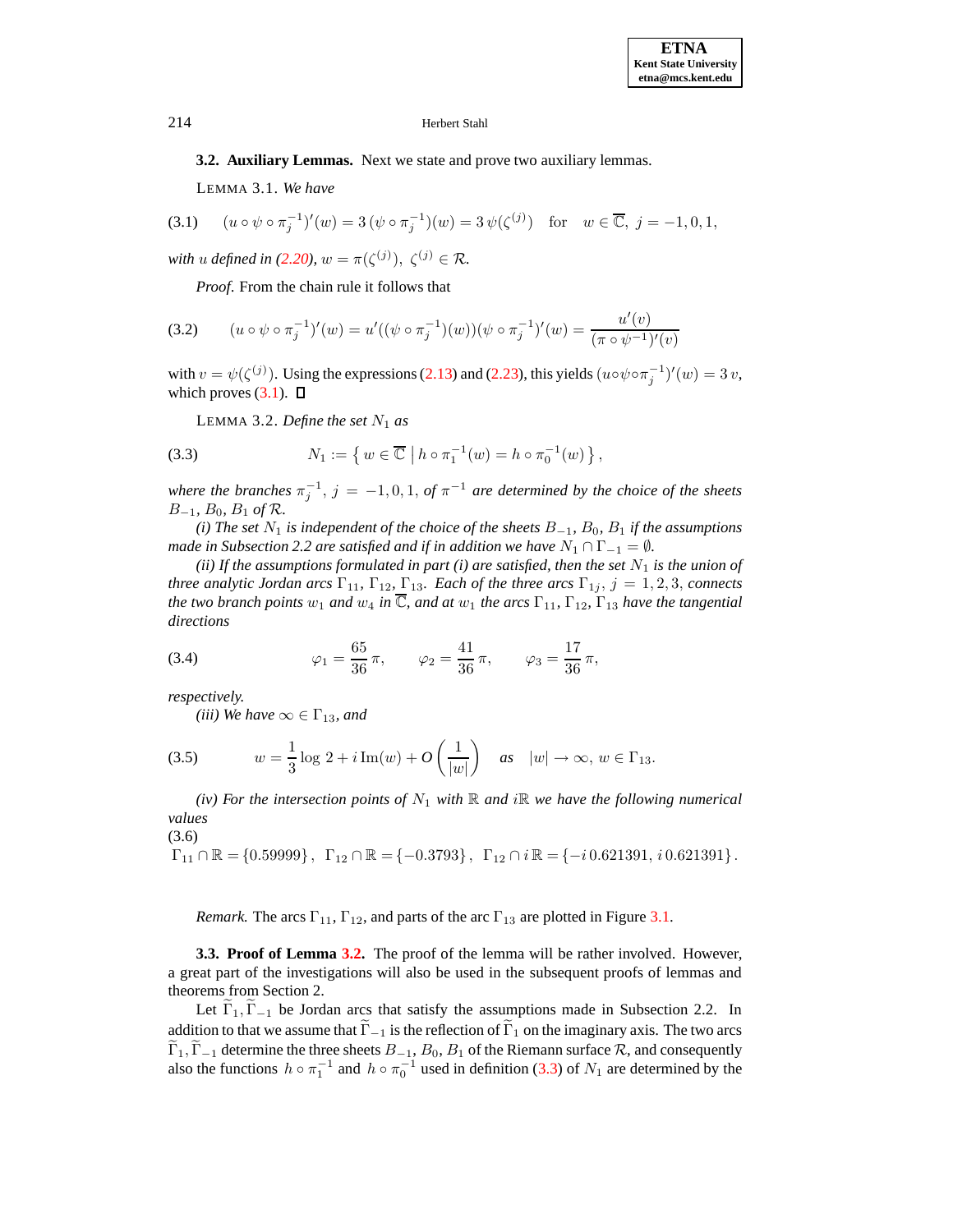### 3.2. Auxiliary Lemmas.

Next we state and prove two auxiliary lemmas.

LEMMA 3.1. *We have*

$$(u \circ \psi \circ \pi_j^{-1})'(w) = 3\,(\psi \circ \pi_j^{-1})(w) = 3\,\psi(\zeta^{(j)}) \quad \text{for} \quad w \in \overline{\mathbb{C}},\ j = -1, 0, 1, \tag{3.1}$$

*with $u$ defined in (2.20), $w = \pi(\zeta^{(j)}),\ \zeta^{(j)} \in \mathcal{R}$.*

*Proof.* From the chain rule it follows that

$$(u \circ \psi \circ \pi_j^{-1})'(w) = u'((\psi \circ \pi_j^{-1})(w))(\psi \circ \pi_j^{-1})'(w) = \frac{u'(v)}{(\pi \circ \psi^{-1})'(v)} \tag{3.2}$$

with $v = \psi(\zeta^{(j)})$. Using the expressions (2.13) and (2.23), this yields $(u \circ \psi \circ \pi_j^{-1})'(w) = 3\,v$, which proves (3.1). ◻

LEMMA 3.2. *Define the set $N_1$ as*

$$N_1 := \left\{ w \in \overline{\mathbb{C}} \;\middle|\; h \circ \pi_1^{-1}(w) = h \circ \pi_0^{-1}(w) \right\}, \tag{3.3}$$

*where the branches $\pi_j^{-1}$, $j = -1, 0, 1$, of $\pi^{-1}$ are determined by the choice of the sheets $B_{-1}$, $B_0$, $B_1$ of $\mathcal{R}$.*

*(i) The set $N_1$ is independent of the choice of the sheets $B_{-1}$, $B_0$, $B_1$ if the assumptions made in Subsection 2.2 are satisfied and if in addition we have $N_1 \cap \Gamma_{-1} = \emptyset$.*

*(ii) If the assumptions formulated in part (i) are satisfied, then the set $N_1$ is the union of three analytic Jordan arcs $\Gamma_{11}$, $\Gamma_{12}$, $\Gamma_{13}$. Each of the three arcs $\Gamma_{1j}$, $j = 1, 2, 3$, connects the two branch points $w_1$ and $w_4$ in $\overline{\mathbb{C}}$, and at $w_1$ the arcs $\Gamma_{11}$, $\Gamma_{12}$, $\Gamma_{13}$ have the tangential directions*

$$\varphi_1 = \frac{65}{36}\,\pi, \qquad \varphi_2 = \frac{41}{36}\,\pi, \qquad \varphi_3 = \frac{17}{36}\,\pi, \tag{3.4}$$

*respectively.*

*(iii) We have $\infty \in \Gamma_{13}$, and*

$$w = \frac{1}{3}\log 2 + i\,\mathrm{Im}(w) + O\left(\frac{1}{|w|}\right) \quad \text{as} \quad |w| \to \infty,\ w \in \Gamma_{13}. \tag{3.5}$$

*(iv) For the intersection points of $N_1$ with $\mathbb{R}$ and $i\mathbb{R}$ we have the following numerical values*

$$\Gamma_{11} \cap \mathbb{R} = \{0.59999\},\ \ \Gamma_{12} \cap \mathbb{R} = \{-0.3793\},\ \ \Gamma_{12} \cap i\,\mathbb{R} = \{-i\,0.621391,\ i\,0.621391\}. \tag{3.6}$$

*Remark.* The arcs $\Gamma_{11}$, $\Gamma_{12}$, and parts of the arc $\Gamma_{13}$ are plotted in Figure 3.1.

### 3.3. Proof of Lemma 3.2.

The proof of the lemma will be rather involved. However, a great part of the investigations will also be used in the subsequent proofs of lemmas and theorems from Section 2.

Let $\widetilde{\Gamma}_1, \widetilde{\Gamma}_{-1}$ be Jordan arcs that satisfy the assumptions made in Subsection 2.2. In addition to that we assume that $\widetilde{\Gamma}_{-1}$ is the reflection of $\widetilde{\Gamma}_1$ on the imaginary axis. The two arcs $\widetilde{\Gamma}_1, \widetilde{\Gamma}_{-1}$ determine the three sheets $B_{-1}$, $B_0$, $B_1$ of the Riemann surface $\mathcal{R}$, and consequently also the functions $h \circ \pi_1^{-1}$ and $h \circ \pi_0^{-1}$ used in definition (3.3) of $N_1$ are determined by the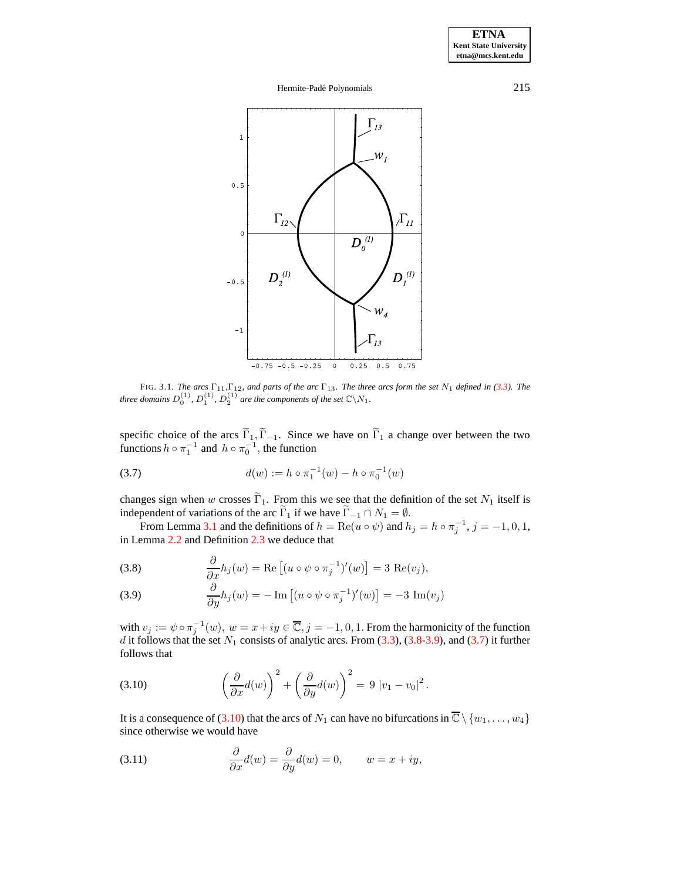FIG. 3.1. *The arcs $\Gamma_{11}$,$\Gamma_{12}$, and parts of the arc $\Gamma_{13}$. The three arcs form the set $N_1$ defined in (3.3). The three domains $D_0^{(1)}$, $D_1^{(1)}$, $D_2^{(1)}$ are the components of the set $\mathbb{C}\backslash N_1$.*

specific choice of the arcs $\widetilde{\Gamma}_1, \widetilde{\Gamma}_{-1}$. Since we have on $\widetilde{\Gamma}_1$ a change over between the two functions $h \circ \pi_1^{-1}$ and $h \circ \pi_0^{-1}$, the function

$$d(w) := h \circ \pi_1^{-1}(w) - h \circ \pi_0^{-1}(w) \tag{3.7}$$

changes sign when $w$ crosses $\widetilde{\Gamma}_1$. From this we see that the definition of the set $N_1$ itself is independent of variations of the arc $\widetilde{\Gamma}_1$ if we have $\widetilde{\Gamma}_{-1} \cap N_1 = \emptyset$.

From Lemma 3.1 and the definitions of $h = \mathrm{Re}(u \circ \psi)$ and $h_j = h \circ \pi_j^{-1}$, $j = -1, 0, 1$, in Lemma 2.2 and Definition 2.3 we deduce that

$$\frac{\partial}{\partial x} h_j(w) = \mathrm{Re}\left[(u \circ \psi \circ \pi_j^{-1})'(w)\right] = 3\ \mathrm{Re}(v_j), \tag{3.8}$$

$$\frac{\partial}{\partial y} h_j(w) = -\,\mathrm{Im}\left[(u \circ \psi \circ \pi_j^{-1})'(w)\right] = -3\ \mathrm{Im}(v_j) \tag{3.9}$$

with $v_j := \psi \circ \pi_j^{-1}(w)$, $w = x + iy \in \overline{\mathbb{C}}$, $j = -1, 0, 1$. From the harmonicity of the function $d$ it follows that the set $N_1$ consists of analytic arcs. From (3.3), (3.8-3.9), and (3.7) it further follows that

$$\left(\frac{\partial}{\partial x} d(w)\right)^2 + \left(\frac{\partial}{\partial y} d(w)\right)^2 = 9\ |v_1 - v_0|^2 . \tag{3.10}$$

It is a consequence of (3.10) that the arcs of $N_1$ can have no bifurcations in $\overline{\mathbb{C}} \setminus \{w_1, \ldots, w_4\}$ since otherwise we would have

$$\frac{\partial}{\partial x} d(w) = \frac{\partial}{\partial y} d(w) = 0, \qquad w = x + iy, \tag{3.11}$$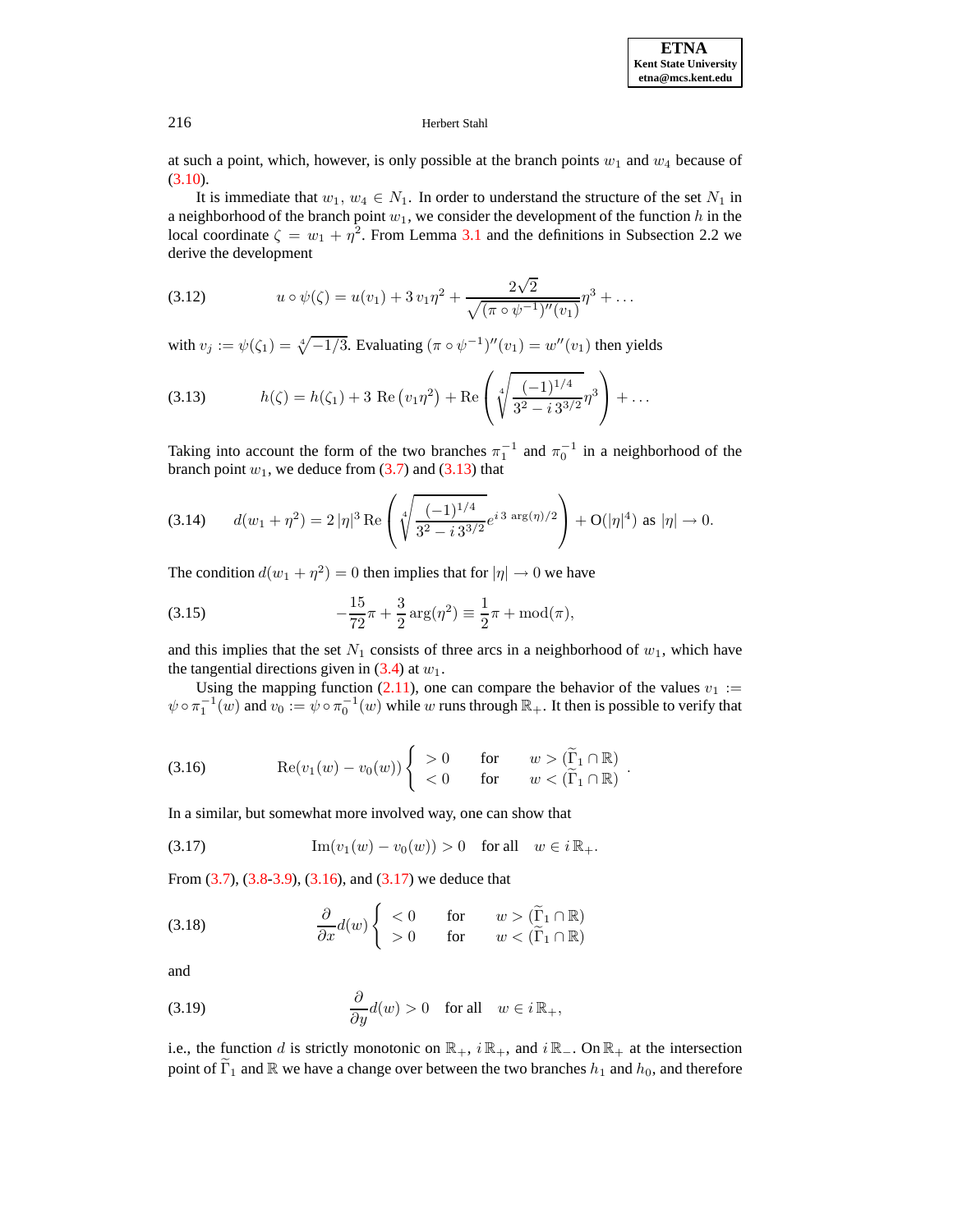at such a point, which, however, is only possible at the branch points $w_1$ and $w_4$ because of (3.10).

It is immediate that $w_1,\, w_4 \in N_1$. In order to understand the structure of the set $N_1$ in a neighborhood of the branch point $w_1$, we consider the development of the function $h$ in the local coordinate $\zeta = w_1 + \eta^2$. From Lemma 3.1 and the definitions in Subsection 2.2 we derive the development

$$u \circ \psi(\zeta) = u(v_1) + 3\, v_1 \eta^2 + \frac{2\sqrt{2}}{\sqrt{(\pi \circ \psi^{-1})''(v_1)}}\eta^3 + \dots \tag{3.12}$$

with $v_j := \psi(\zeta_1) = \sqrt[4]{-1/3}$. Evaluating $(\pi \circ \psi^{-1})''(v_1) = w''(v_1)$ then yields

$$h(\zeta) = h(\zeta_1) + 3\ \mathrm{Re}\left(v_1 \eta^2\right) + \mathrm{Re}\left(\sqrt[4]{\frac{(-1)^{1/4}}{3^2 - i\, 3^{3/2}}}\eta^3\right) + \dots \tag{3.13}$$

Taking into account the form of the two branches $\pi_1^{-1}$ and $\pi_0^{-1}$ in a neighborhood of the branch point $w_1$, we deduce from (3.7) and (3.13) that

$$d(w_1 + \eta^2) = 2\,|\eta|^3\, \mathrm{Re}\left(\sqrt[4]{\frac{(-1)^{1/4}}{3^2 - i\, 3^{3/2}}} e^{i\, 3\, \arg(\eta)/2}\right) + \mathrm{O}(|\eta|^4) \text{ as } |\eta| \to 0. \tag{3.14}$$

The condition $d(w_1 + \eta^2) = 0$ then implies that for $|\eta| \to 0$ we have

$$-\frac{15}{72}\pi + \frac{3}{2}\arg(\eta^2) \equiv \frac{1}{2}\pi + \mathrm{mod}(\pi), \tag{3.15}$$

and this implies that the set $N_1$ consists of three arcs in a neighborhood of $w_1$, which have the tangential directions given in (3.4) at $w_1$.

Using the mapping function (2.11), one can compare the behavior of the values $v_1 := \psi \circ \pi_1^{-1}(w)$ and $v_0 := \psi \circ \pi_0^{-1}(w)$ while $w$ runs through $\mathbb{R}_+$. It then is possible to verify that

$$\mathrm{Re}(v_1(w) - v_0(w)) \begin{cases} > 0 & \text{for} \quad w > (\widetilde{\Gamma}_1 \cap \mathbb{R}) \\ < 0 & \text{for} \quad w < (\widetilde{\Gamma}_1 \cap \mathbb{R}) \end{cases}. \tag{3.16}$$

In a similar, but somewhat more involved way, one can show that

$$\mathrm{Im}(v_1(w) - v_0(w)) > 0 \quad \text{for all} \quad w \in i\,\mathbb{R}_+. \tag{3.17}$$

From (3.7), (3.8-3.9), (3.16), and (3.17) we deduce that

$$\frac{\partial}{\partial x} d(w) \begin{cases} < 0 & \text{for} \quad w > (\widetilde{\Gamma}_1 \cap \mathbb{R}) \\ > 0 & \text{for} \quad w < (\widetilde{\Gamma}_1 \cap \mathbb{R}) \end{cases} \tag{3.18}$$

and

$$\frac{\partial}{\partial y} d(w) > 0 \quad \text{for all} \quad w \in i\,\mathbb{R}_+, \tag{3.19}$$

i.e., the function $d$ is strictly monotonic on $\mathbb{R}_+$, $i\,\mathbb{R}_+$, and $i\,\mathbb{R}_-$. On $\mathbb{R}_+$ at the intersection point of $\widetilde{\Gamma}_1$ and $\mathbb{R}$ we have a change over between the two branches $h_1$ and $h_0$, and therefore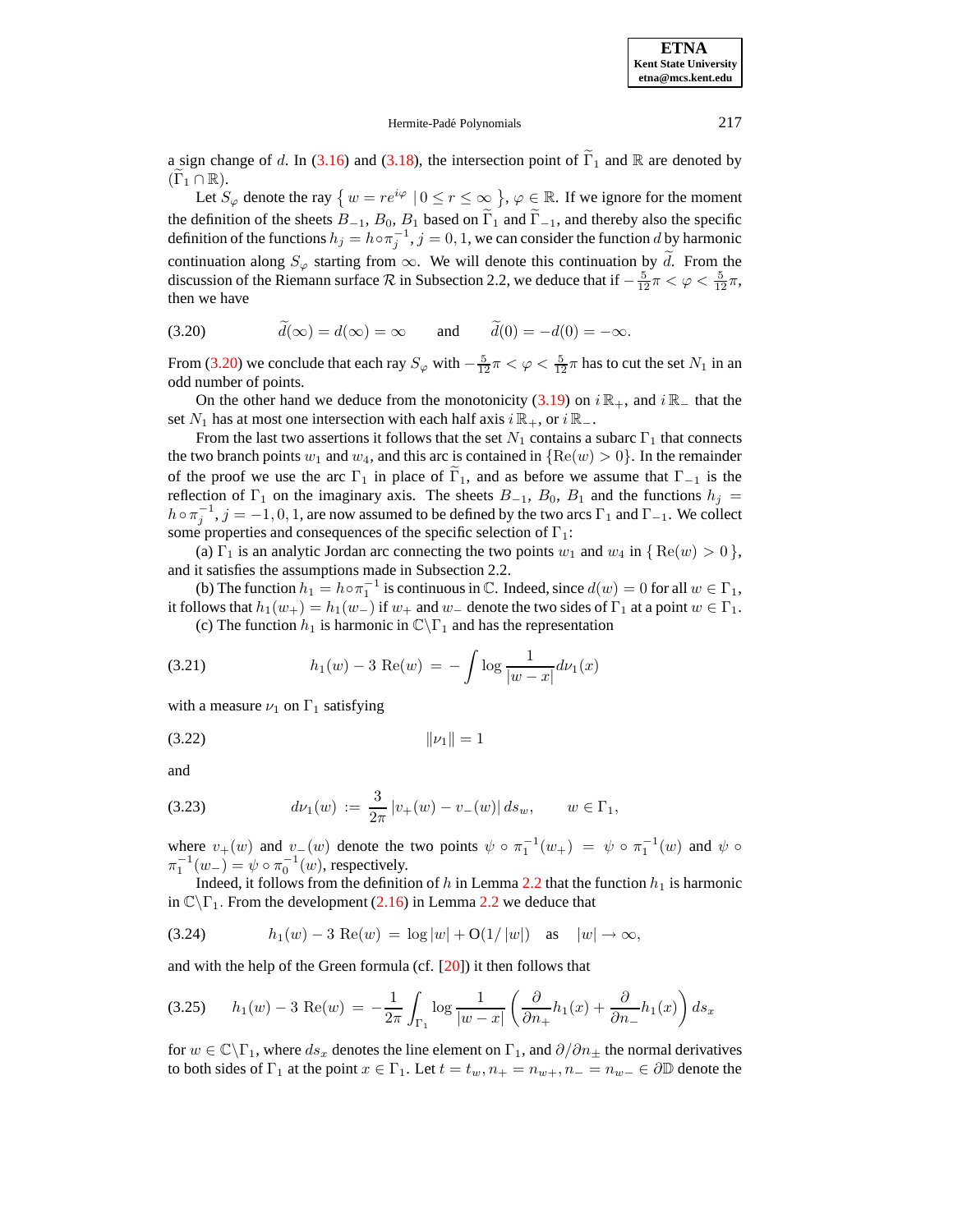a sign change of $d$. In (3.16) and (3.18), the intersection point of $\widetilde{\Gamma}_1$ and $\mathbb{R}$ are denoted by $(\widetilde{\Gamma}_1 \cap \mathbb{R})$.

Let $S_\varphi$ denote the ray $\{ w = re^{i\varphi} \mid 0 \leq r \leq \infty \}$, $\varphi \in \mathbb{R}$. If we ignore for the moment the definition of the sheets $B_{-1}$, $B_0$, $B_1$ based on $\widetilde{\Gamma}_1$ and $\widetilde{\Gamma}_{-1}$, and thereby also the specific definition of the functions $h_j = h \circ \pi_j^{-1}$, $j = 0, 1$, we can consider the function $d$ by harmonic continuation along $S_\varphi$ starting from $\infty$. We will denote this continuation by $\widetilde{d}$. From the discussion of the Riemann surface $\mathcal{R}$ in Subsection 2.2, we deduce that if $-\frac{5}{12}\pi < \varphi < \frac{5}{12}\pi$, then we have

$$\widetilde{d}(\infty) = d(\infty) = \infty \qquad \text{and} \qquad \widetilde{d}(0) = -d(0) = -\infty. \tag{3.20}$$

From (3.20) we conclude that each ray $S_\varphi$ with $-\frac{5}{12}\pi < \varphi < \frac{5}{12}\pi$ has to cut the set $N_1$ in an odd number of points.

On the other hand we deduce from the monotonicity (3.19) on $i\,\mathbb{R}_+$, and $i\,\mathbb{R}_-$ that the set $N_1$ has at most one intersection with each half axis $i\,\mathbb{R}_+$, or $i\,\mathbb{R}_-$.

From the last two assertions it follows that the set $N_1$ contains a subarc $\Gamma_1$ that connects the two branch points $w_1$ and $w_4$, and this arc is contained in $\{\text{Re}(w) > 0\}$. In the remainder of the proof we use the arc $\Gamma_1$ in place of $\widetilde{\Gamma}_1$, and as before we assume that $\Gamma_{-1}$ is the reflection of $\Gamma_1$ on the imaginary axis. The sheets $B_{-1}$, $B_0$, $B_1$ and the functions $h_j = h \circ \pi_j^{-1}$, $j = -1, 0, 1$, are now assumed to be defined by the two arcs $\Gamma_1$ and $\Gamma_{-1}$. We collect some properties and consequences of the specific selection of $\Gamma_1$:

(a) $\Gamma_1$ is an analytic Jordan arc connecting the two points $w_1$ and $w_4$ in $\{ \text{Re}(w) > 0 \}$, and it satisfies the assumptions made in Subsection 2.2.

(b) The function $h_1 = h \circ \pi_1^{-1}$ is continuous in $\mathbb{C}$. Indeed, since $d(w) = 0$ for all $w \in \Gamma_1$, it follows that $h_1(w_+) = h_1(w_-)$ if $w_+$ and $w_-$ denote the two sides of $\Gamma_1$ at a point $w \in \Gamma_1$.

(c) The function $h_1$ is harmonic in $\mathbb{C} \backslash \Gamma_1$ and has the representation

$$h_1(w) - 3\ \text{Re}(w) \;=\; -\int \log \frac{1}{|w-x|} d\nu_1(x) \tag{3.21}$$

with a measure $\nu_1$ on $\Gamma_1$ satisfying

$$\|\nu_1\| = 1 \tag{3.22}$$

and

$$d\nu_1(w) \;:=\; \frac{3}{2\pi}\, |v_+(w) - v_-(w)|\, ds_w, \qquad w \in \Gamma_1, \tag{3.23}$$

where $v_+(w)$ and $v_-(w)$ denote the two points $\psi \circ \pi_1^{-1}(w_+) = \psi \circ \pi_1^{-1}(w)$ and $\psi \circ \pi_1^{-1}(w_-) = \psi \circ \pi_0^{-1}(w)$, respectively.

Indeed, it follows from the definition of $h$ in Lemma 2.2 that the function $h_1$ is harmonic in $\mathbb{C} \backslash \Gamma_1$. From the development (2.16) in Lemma 2.2 we deduce that

$$h_1(w) - 3\ \text{Re}(w) \;=\; \log|w| + \text{O}(1/\,|w|) \quad \text{as} \quad |w| \to \infty, \tag{3.24}$$

and with the help of the Green formula (cf. [20]) it then follows that

$$h_1(w) - 3\ \text{Re}(w) \;=\; -\frac{1}{2\pi} \int_{\Gamma_1} \log \frac{1}{|w-x|} \left( \frac{\partial}{\partial n_+} h_1(x) + \frac{\partial}{\partial n_-} h_1(x) \right) ds_x \tag{3.25}$$

for $w \in \mathbb{C} \backslash \Gamma_1$, where $ds_x$ denotes the line element on $\Gamma_1$, and $\partial / \partial n_\pm$ the normal derivatives to both sides of $\Gamma_1$ at the point $x \in \Gamma_1$. Let $t = t_w, n_+ = n_{w+}, n_- = n_{w-} \in \partial\mathbb{D}$ denote the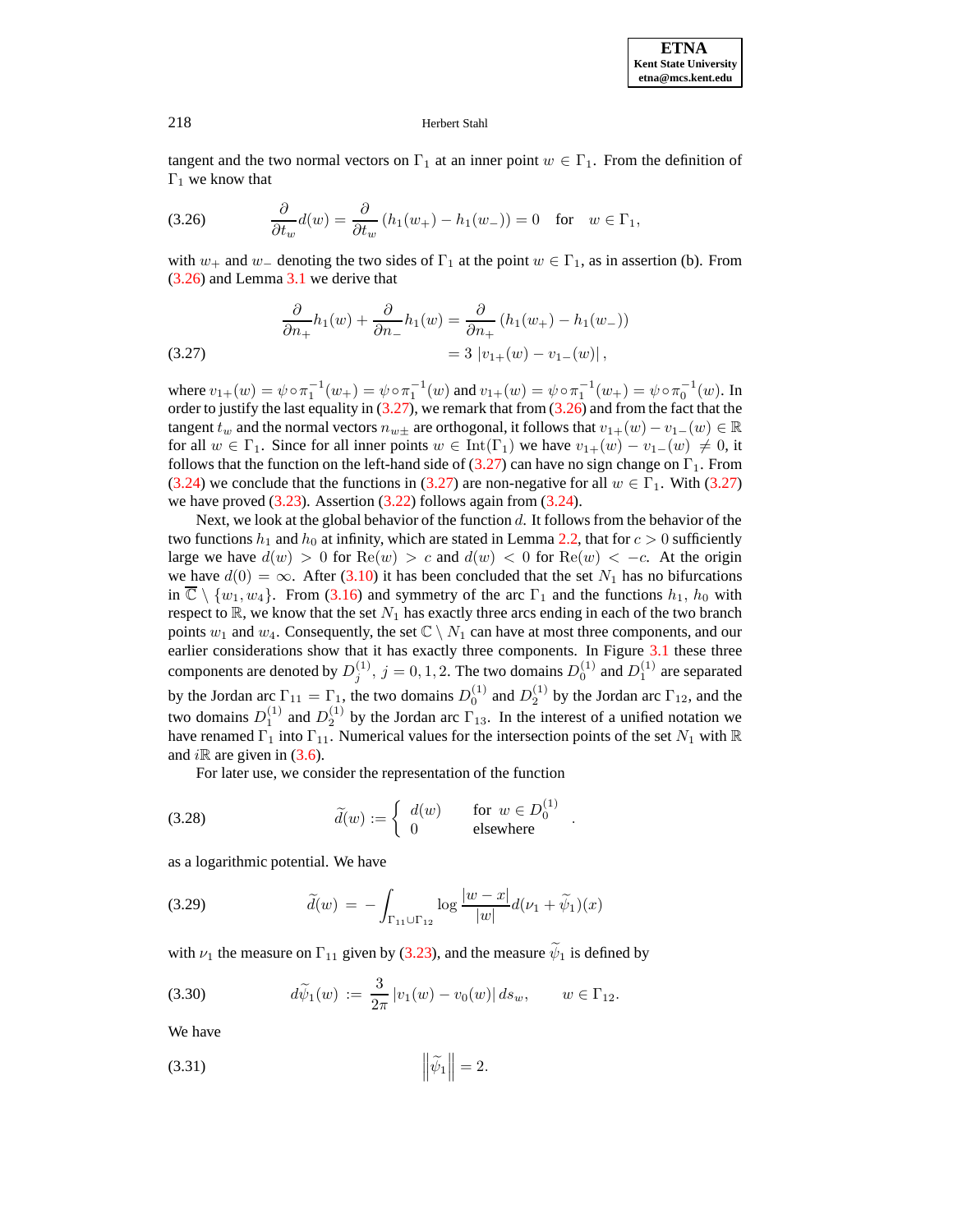tangent and the two normal vectors on $\Gamma_1$ at an inner point $w \in \Gamma_1$. From the definition of $\Gamma_1$ we know that

$$\frac{\partial}{\partial t_w} d(w) = \frac{\partial}{\partial t_w} \left( h_1(w_+) - h_1(w_-) \right) = 0 \quad \text{for} \quad w \in \Gamma_1, \tag{3.26}$$

with $w_+$ and $w_-$ denoting the two sides of $\Gamma_1$ at the point $w \in \Gamma_1$, as in assertion (b). From (3.26) and Lemma 3.1 we derive that

$$\begin{aligned} \frac{\partial}{\partial n_+} h_1(w) + \frac{\partial}{\partial n_-} h_1(w) &= \frac{\partial}{\partial n_+} \left( h_1(w_+) - h_1(w_-) \right) \\ &= 3 \left| v_{1+}(w) - v_{1-}(w) \right|, \end{aligned} \tag{3.27}$$

where $v_{1+}(w) = \psi \circ \pi_1^{-1}(w_+) = \psi \circ \pi_1^{-1}(w)$ and $v_{1+}(w) = \psi \circ \pi_1^{-1}(w_+) = \psi \circ \pi_0^{-1}(w)$. In order to justify the last equality in (3.27), we remark that from (3.26) and from the fact that the tangent $t_w$ and the normal vectors $n_{w\pm}$ are orthogonal, it follows that $v_{1+}(w) - v_{1-}(w) \in \mathbb{R}$ for all $w \in \Gamma_1$. Since for all inner points $w \in \mathrm{Int}(\Gamma_1)$ we have $v_{1+}(w) - v_{1-}(w) \neq 0$, it follows that the function on the left-hand side of (3.27) can have no sign change on $\Gamma_1$. From (3.24) we conclude that the functions in (3.27) are non-negative for all $w \in \Gamma_1$. With (3.27) we have proved (3.23). Assertion (3.22) follows again from (3.24).

Next, we look at the global behavior of the function $d$. It follows from the behavior of the two functions $h_1$ and $h_0$ at infinity, which are stated in Lemma 2.2, that for $c > 0$ sufficiently large we have $d(w) > 0$ for $\mathrm{Re}(w) > c$ and $d(w) < 0$ for $\mathrm{Re}(w) < -c$. At the origin we have $d(0) = \infty$. After (3.10) it has been concluded that the set $N_1$ has no bifurcations in $\overline{\mathbb{C}} \setminus \{w_1, w_4\}$. From (3.16) and symmetry of the arc $\Gamma_1$ and the functions $h_1$, $h_0$ with respect to $\mathbb{R}$, we know that the set $N_1$ has exactly three arcs ending in each of the two branch points $w_1$ and $w_4$. Consequently, the set $\mathbb{C} \setminus N_1$ can have at most three components, and our earlier considerations show that it has exactly three components. In Figure 3.1 these three components are denoted by $D_j^{(1)}$, $j = 0, 1, 2$. The two domains $D_0^{(1)}$ and $D_1^{(1)}$ are separated by the Jordan arc $\Gamma_{11} = \Gamma_1$, the two domains $D_0^{(1)}$ and $D_2^{(1)}$ by the Jordan arc $\Gamma_{12}$, and the two domains $D_1^{(1)}$ and $D_2^{(1)}$ by the Jordan arc $\Gamma_{13}$. In the interest of a unified notation we have renamed $\Gamma_1$ into $\Gamma_{11}$. Numerical values for the intersection points of the set $N_1$ with $\mathbb{R}$ and $i\mathbb{R}$ are given in (3.6).

For later use, we consider the representation of the function

$$\widetilde{d}(w) := \begin{cases} d(w) & \text{for } w \in D_0^{(1)} \\ 0 & \text{elsewhere} \end{cases} \tag{3.28}$$

as a logarithmic potential. We have

$$\widetilde{d}(w) = -\int_{\Gamma_{11} \cup \Gamma_{12}} \log \frac{|w - x|}{|w|} d(\nu_1 + \widetilde{\psi}_1)(x) \tag{3.29}$$

with $\nu_1$ the measure on $\Gamma_{11}$ given by (3.23), and the measure $\widetilde{\psi}_1$ is defined by

$$d\widetilde{\psi}_1(w) := \frac{3}{2\pi} \left| v_1(w) - v_0(w) \right| ds_w, \qquad w \in \Gamma_{12}. \tag{3.30}$$

We have

$$\left\| \widetilde{\psi}_1 \right\| = 2. \tag{3.31}$$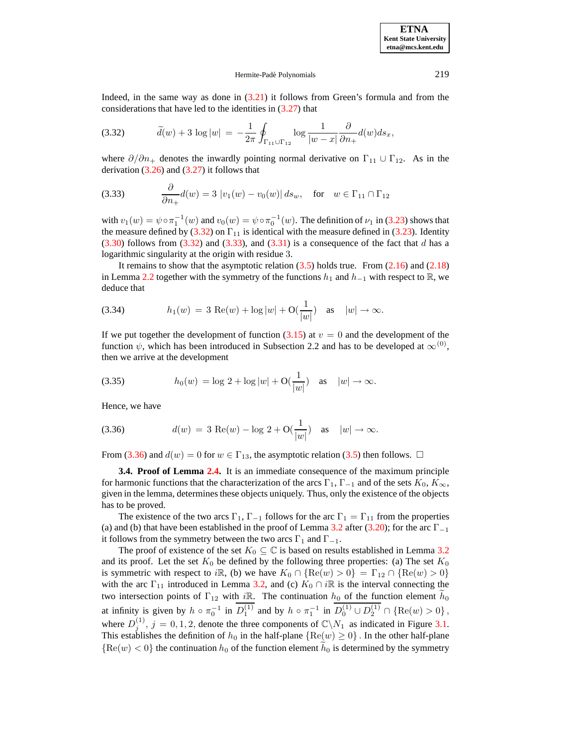Indeed, in the same way as done in (3.21) it follows from Green's formula and from the considerations that have led to the identities in (3.27) that

$$\widetilde{d}(w) + 3\,\log|w| \;=\; -\frac{1}{2\pi}\oint_{\Gamma_{11}\cup\Gamma_{12}} \log\frac{1}{|w-x|}\,\frac{\partial}{\partial n_+}d(w)ds_x, \tag{3.32}$$

where $\partial/\partial n_+$ denotes the inwardly pointing normal derivative on $\Gamma_{11}\cup\Gamma_{12}$. As in the derivation (3.26) and (3.27) it follows that

$$\frac{\partial}{\partial n_+}d(w) = 3\;|v_1(w) - v_0(w)|\,ds_w, \quad \text{for} \quad w \in \Gamma_{11}\cap\Gamma_{12} \tag{3.33}$$

with $v_1(w) = \psi\circ\pi_1^{-1}(w)$ and $v_0(w) = \psi\circ\pi_0^{-1}(w)$. The definition of $\nu_1$ in (3.23) shows that the measure defined by (3.32) on $\Gamma_{11}$ is identical with the measure defined in (3.23). Identity (3.30) follows from (3.32) and (3.33), and (3.31) is a consequence of the fact that $d$ has a logarithmic singularity at the origin with residue 3.

It remains to show that the asymptotic relation (3.5) holds true. From (2.16) and (2.18) in Lemma 2.2 together with the symmetry of the functions $h_1$ and $h_{-1}$ with respect to $\mathbb{R}$, we deduce that

$$h_1(w) \;=\; 3\;\mathrm{Re}(w) + \log|w| + \mathrm{O}(\frac{1}{|w|}) \quad \text{as} \quad |w|\to\infty. \tag{3.34}$$

If we put together the development of function (3.15) at $v = 0$ and the development of the function $\psi$, which has been introduced in Subsection 2.2 and has to be developed at $\infty^{(0)}$, then we arrive at the development

$$h_0(w) \;=\log\,2 + \log|w| + \mathrm{O}(\frac{1}{|w|}) \quad \text{as} \quad |w|\to\infty. \tag{3.35}$$

Hence, we have

$$d(w) \;=\; 3\;\mathrm{Re}(w) - \log\,2 + \mathrm{O}(\frac{1}{|w|}) \quad \text{as} \quad |w|\to\infty. \tag{3.36}$$

From (3.36) and $d(w) = 0$ for $w\in\Gamma_{13}$, the asymptotic relation (3.5) then follows. $\square$

**3.4. Proof of Lemma 2.4.** It is an immediate consequence of the maximum principle for harmonic functions that the characterization of the arcs $\Gamma_1$, $\Gamma_{-1}$ and of the sets $K_0$, $K_\infty$, given in the lemma, determines these objects uniquely. Thus, only the existence of the objects has to be proved.

The existence of the two arcs $\Gamma_1$, $\Gamma_{-1}$ follows for the arc $\Gamma_1 = \Gamma_{11}$ from the properties (a) and (b) that have been established in the proof of Lemma 3.2 after (3.20); for the arc $\Gamma_{-1}$ it follows from the symmetry between the two arcs $\Gamma_1$ and $\Gamma_{-1}$.

The proof of existence of the set $K_0 \subseteq \mathbb{C}$ is based on results established in Lemma 3.2 and its proof. Let the set $K_0$ be defined by the following three properties: (a) The set $K_0$ is symmetric with respect to $i\mathbb{R}$, (b) we have $K_0\cap\{\mathrm{Re}(w)>0\} = \Gamma_{12}\cap\{\mathrm{Re}(w)>0\}$ with the arc $\Gamma_{11}$ introduced in Lemma 3.2, and (c) $K_0\cap i\mathbb{R}$ is the interval connecting the two intersection points of $\Gamma_{12}$ with $i\mathbb{R}$. The continuation $h_0$ of the function element $\widetilde{h}_0$ at infinity is given by $h\circ\pi_0^{-1}$ in $\overline{D_1^{(1)}}$ and by $h\circ\pi_1^{-1}$ in $\overline{D_0^{(1)}\cup D_2^{(1)}}\cap\{\mathrm{Re}(w)>0\}$, where $D_j^{(1)}$, $j=0,1,2$, denote the three components of $\mathbb{C}\backslash N_1$ as indicated in Figure 3.1. This establishes the definition of $h_0$ in the half-plane $\{\mathrm{Re}(w)\geq 0\}$. In the other half-plane $\{\mathrm{Re}(w)<0\}$ the continuation $h_0$ of the function element $\widetilde{h}_0$ is determined by the symmetry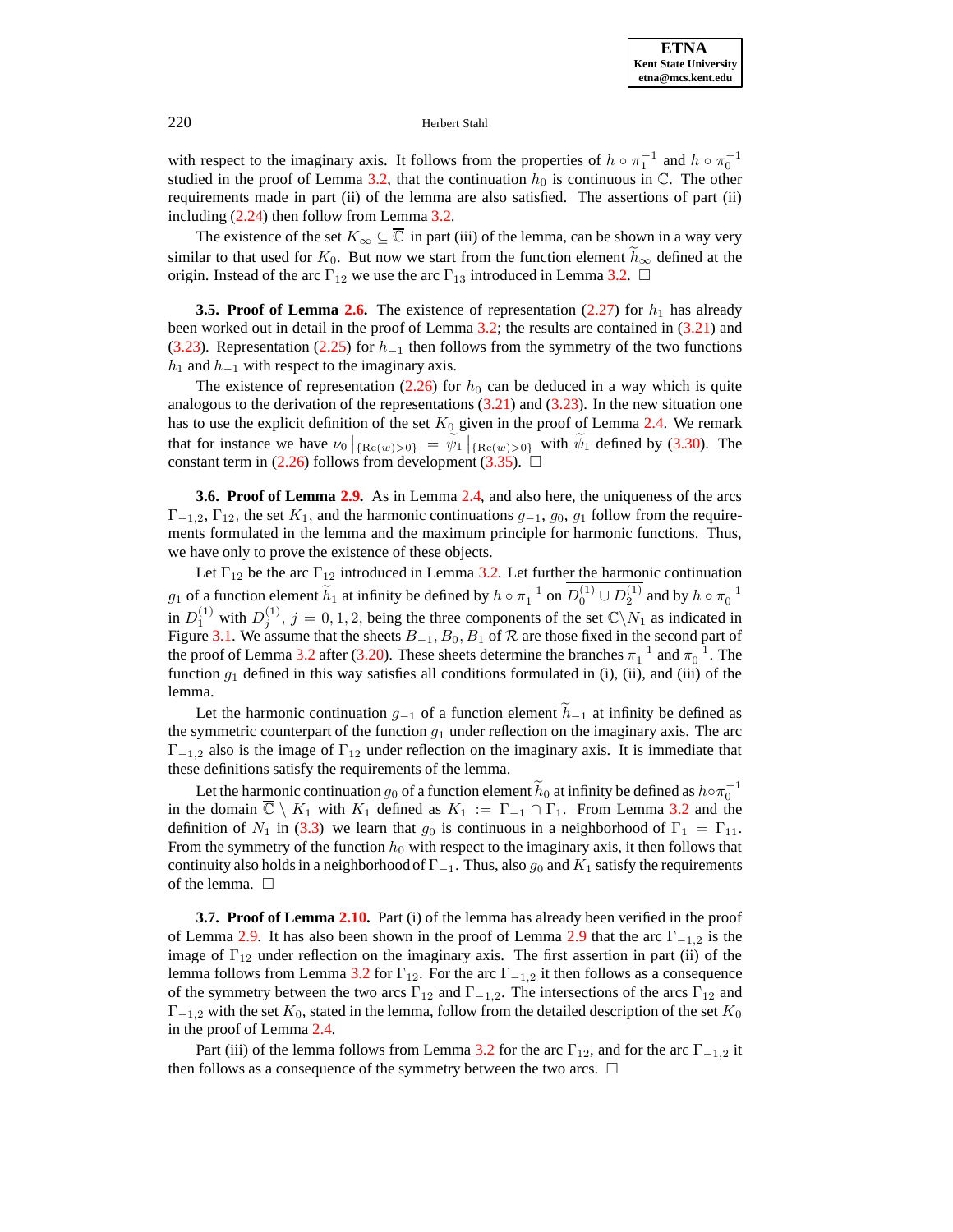with respect to the imaginary axis. It follows from the properties of $h \circ \pi_1^{-1}$ and $h \circ \pi_0^{-1}$ studied in the proof of Lemma 3.2, that the continuation $h_0$ is continuous in $\mathbb{C}$. The other requirements made in part (ii) of the lemma are also satisfied. The assertions of part (ii) including (2.24) then follow from Lemma 3.2.

The existence of the set $K_\infty \subseteq \overline{\mathbb{C}}$ in part (iii) of the lemma, can be shown in a way very similar to that used for $K_0$. But now we start from the function element $\widetilde{h}_\infty$ defined at the origin. Instead of the arc $\Gamma_{12}$ we use the arc $\Gamma_{13}$ introduced in Lemma 3.2. $\square$

**3.5. Proof of Lemma 2.6.** The existence of representation (2.27) for $h_1$ has already been worked out in detail in the proof of Lemma 3.2; the results are contained in (3.21) and (3.23). Representation (2.25) for $h_{-1}$ then follows from the symmetry of the two functions $h_1$ and $h_{-1}$ with respect to the imaginary axis.

The existence of representation (2.26) for $h_0$ can be deduced in a way which is quite analogous to the derivation of the representations (3.21) and (3.23). In the new situation one has to use the explicit definition of the set $K_0$ given in the proof of Lemma 2.4. We remark that for instance we have $\nu_0 \left|_{\{\mathrm{Re}(w)>0\}} = \widetilde{\psi}_1 \right|_{\{\mathrm{Re}(w)>0\}}$ with $\widetilde{\psi}_1$ defined by (3.30). The constant term in (2.26) follows from development (3.35). $\square$

**3.6. Proof of Lemma 2.9.** As in Lemma 2.4, and also here, the uniqueness of the arcs $\Gamma_{-1,2}$, $\Gamma_{12}$, the set $K_1$, and the harmonic continuations $g_{-1}$, $g_0$, $g_1$ follow from the requirements formulated in the lemma and the maximum principle for harmonic functions. Thus, we have only to prove the existence of these objects.

Let $\Gamma_{12}$ be the arc $\Gamma_{12}$ introduced in Lemma 3.2. Let further the harmonic continuation $g_1$ of a function element $\widetilde{h}_1$ at infinity be defined by $h \circ \pi_1^{-1}$ on $\overline{D_0^{(1)} \cup D_2^{(1)}}$ and by $h \circ \pi_0^{-1}$ in $D_1^{(1)}$ with $D_j^{(1)}$, $j = 0, 1, 2$, being the three components of the set $\mathbb{C}\backslash N_1$ as indicated in Figure 3.1. We assume that the sheets $B_{-1}, B_0, B_1$ of $\mathcal{R}$ are those fixed in the second part of the proof of Lemma 3.2 after (3.20). These sheets determine the branches $\pi_1^{-1}$ and $\pi_0^{-1}$. The function $g_1$ defined in this way satisfies all conditions formulated in (i), (ii), and (iii) of the lemma.

Let the harmonic continuation $g_{-1}$ of a function element $\widetilde{h}_{-1}$ at infinity be defined as the symmetric counterpart of the function $g_1$ under reflection on the imaginary axis. The arc $\Gamma_{-1,2}$ also is the image of $\Gamma_{12}$ under reflection on the imaginary axis. It is immediate that these definitions satisfy the requirements of the lemma.

Let the harmonic continuation $g_0$ of a function element $\widetilde{h}_0$ at infinity be defined as $h \circ \pi_0^{-1}$ in the domain $\overline{\mathbb{C}} \setminus K_1$ with $K_1$ defined as $K_1 := \Gamma_{-1} \cap \Gamma_1$. From Lemma 3.2 and the definition of $N_1$ in (3.3) we learn that $g_0$ is continuous in a neighborhood of $\Gamma_1 = \Gamma_{11}$. From the symmetry of the function $h_0$ with respect to the imaginary axis, it then follows that continuity also holds in a neighborhood of $\Gamma_{-1}$. Thus, also $g_0$ and $K_1$ satisfy the requirements of the lemma. $\square$

**3.7. Proof of Lemma 2.10.** Part (i) of the lemma has already been verified in the proof of Lemma 2.9. It has also been shown in the proof of Lemma 2.9 that the arc $\Gamma_{-1,2}$ is the image of $\Gamma_{12}$ under reflection on the imaginary axis. The first assertion in part (ii) of the lemma follows from Lemma 3.2 for $\Gamma_{12}$. For the arc $\Gamma_{-1,2}$ it then follows as a consequence of the symmetry between the two arcs $\Gamma_{12}$ and $\Gamma_{-1,2}$. The intersections of the arcs $\Gamma_{12}$ and $\Gamma_{-1,2}$ with the set $K_0$, stated in the lemma, follow from the detailed description of the set $K_0$ in the proof of Lemma 2.4.

Part (iii) of the lemma follows from Lemma 3.2 for the arc $\Gamma_{12}$, and for the arc $\Gamma_{-1,2}$ it then follows as a consequence of the symmetry between the two arcs. $\square$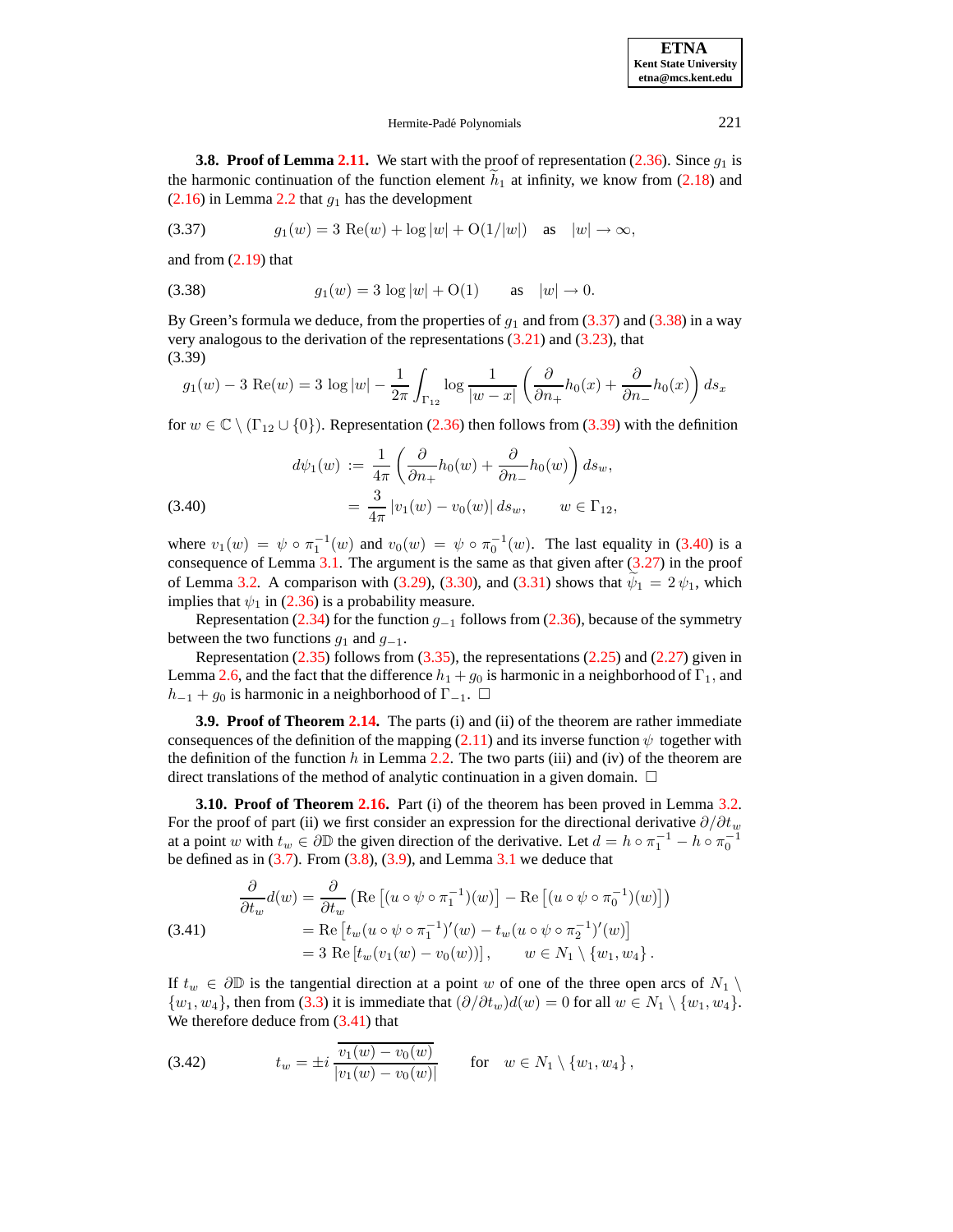**3.8. Proof of Lemma 2.11.** We start with the proof of representation (2.36). Since $g_1$ is the harmonic continuation of the function element $\widetilde{h}_1$ at infinity, we know from (2.18) and (2.16) in Lemma 2.2 that $g_1$ has the development

$$g_1(w) = 3\ \mathrm{Re}(w) + \log|w| + \mathrm{O}(1/|w|) \quad \text{as} \quad |w| \to \infty, \tag{3.37}$$

and from (2.19) that

$$g_1(w) = 3\ \log|w| + \mathrm{O}(1) \qquad \text{as} \quad |w| \to 0. \tag{3.38}$$

By Green's formula we deduce, from the properties of $g_1$ and from (3.37) and (3.38) in a way very analogous to the derivation of the representations (3.21) and (3.23), that

$$g_1(w) - 3\ \mathrm{Re}(w) = 3\ \log|w| - \frac{1}{2\pi}\int_{\Gamma_{12}} \log\frac{1}{|w-x|}\left(\frac{\partial}{\partial n_+}h_0(x) + \frac{\partial}{\partial n_-}h_0(x)\right) ds_x \tag{3.39}$$

for $w \in \mathbb{C} \setminus (\Gamma_{12} \cup \{0\})$. Representation (2.36) then follows from (3.39) with the definition

$$\begin{aligned} d\psi_1(w) &:= \frac{1}{4\pi}\left(\frac{\partial}{\partial n_+}h_0(w) + \frac{\partial}{\partial n_-}h_0(w)\right) ds_w, \\ &= \frac{3}{4\pi}\,|v_1(w) - v_0(w)|\, ds_w, \qquad w \in \Gamma_{12}, \end{aligned} \tag{3.40}$$

where $v_1(w) = \psi \circ \pi_1^{-1}(w)$ and $v_0(w) = \psi \circ \pi_0^{-1}(w)$. The last equality in (3.40) is a consequence of Lemma 3.1. The argument is the same as that given after (3.27) in the proof of Lemma 3.2. A comparison with (3.29), (3.30), and (3.31) shows that $\widetilde{\psi}_1 = 2\,\psi_1$, which implies that $\psi_1$ in (2.36) is a probability measure.

Representation (2.34) for the function $g_{-1}$ follows from (2.36), because of the symmetry between the two functions $g_1$ and $g_{-1}$.

Representation (2.35) follows from (3.35), the representations (2.25) and (2.27) given in Lemma 2.6, and the fact that the difference $h_1 + g_0$ is harmonic in a neighborhood of $\Gamma_1$, and $h_{-1} + g_0$ is harmonic in a neighborhood of $\Gamma_{-1}$. □

**3.9. Proof of Theorem 2.14.** The parts (i) and (ii) of the theorem are rather immediate consequences of the definition of the mapping (2.11) and its inverse function $\psi$ together with the definition of the function $h$ in Lemma 2.2. The two parts (iii) and (iv) of the theorem are direct translations of the method of analytic continuation in a given domain. □

**3.10. Proof of Theorem 2.16.** Part (i) of the theorem has been proved in Lemma 3.2. For the proof of part (ii) we first consider an expression for the directional derivative $\partial/\partial t_w$ at a point $w$ with $t_w \in \partial\mathbb{D}$ the given direction of the derivative. Let $d = h\circ\pi_1^{-1} - h\circ\pi_0^{-1}$ be defined as in (3.7). From (3.8), (3.9), and Lemma 3.1 we deduce that

$$\begin{aligned} \frac{\partial}{\partial t_w}d(w) &= \frac{\partial}{\partial t_w}\left(\mathrm{Re}\left[(u\circ\psi\circ\pi_1^{-1})(w)\right] - \mathrm{Re}\left[(u\circ\psi\circ\pi_0^{-1})(w)\right]\right) \\ &= \mathrm{Re}\left[t_w(u\circ\psi\circ\pi_1^{-1})'(w) - t_w(u\circ\psi\circ\pi_2^{-1})'(w)\right] \\ &= 3\ \mathrm{Re}\left[t_w(v_1(w) - v_0(w))\right], \qquad w \in N_1 \setminus \{w_1, w_4\}. \end{aligned} \tag{3.41}$$

If $t_w \in \partial\mathbb{D}$ is the tangential direction at a point $w$ of one of the three open arcs of $N_1 \setminus \{w_1, w_4\}$, then from (3.3) it is immediate that $(\partial/\partial t_w)d(w) = 0$ for all $w \in N_1 \setminus \{w_1, w_4\}$. We therefore deduce from (3.41) that

$$t_w = \pm i\,\frac{\overline{v_1(w) - v_0(w)}}{|v_1(w) - v_0(w)|} \qquad \text{for} \quad w \in N_1 \setminus \{w_1, w_4\}, \tag{3.42}$$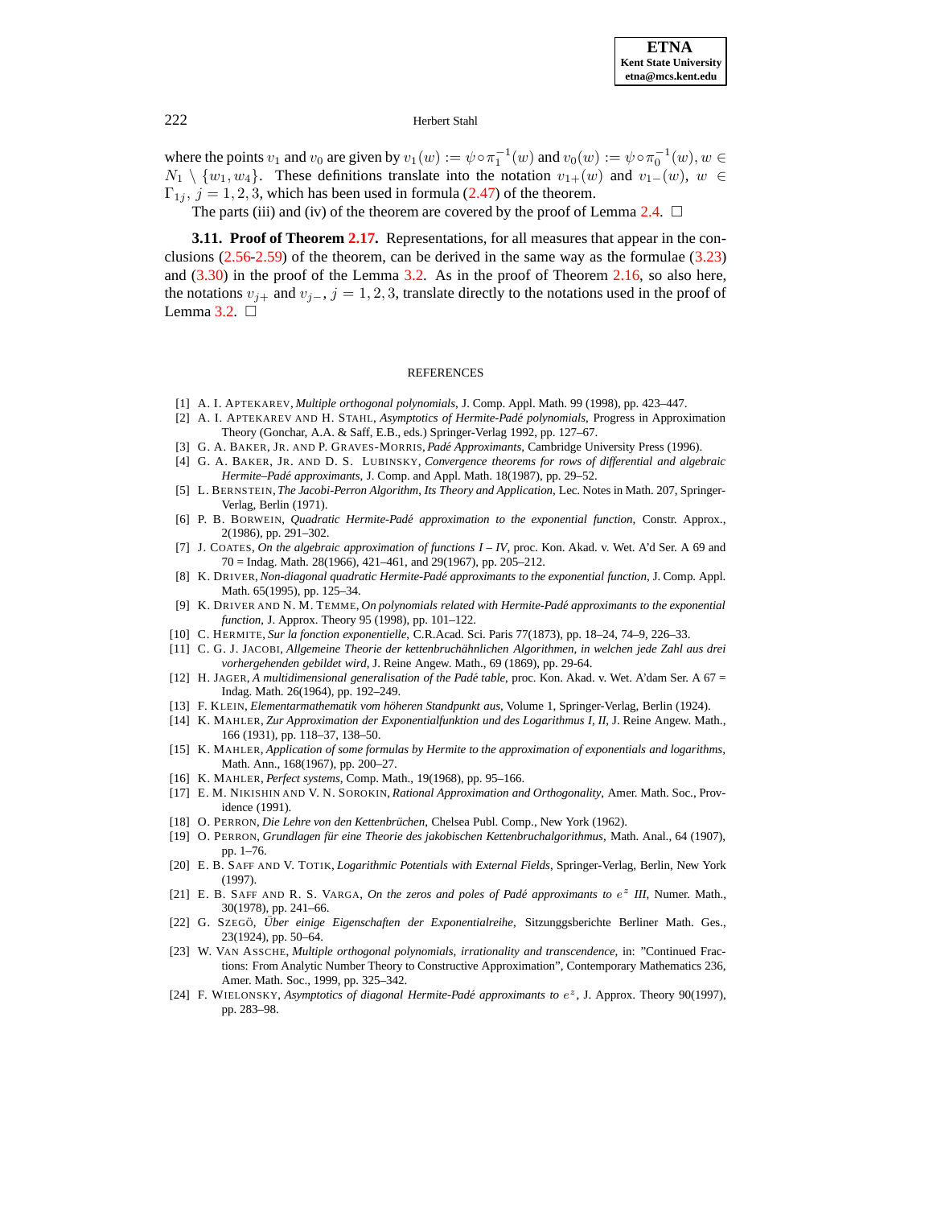where the points $v_1$ and $v_0$ are given by $v_1(w) := \psi \circ \pi_1^{-1}(w)$ and $v_0(w) := \psi \circ \pi_0^{-1}(w)$, $w \in N_1 \setminus \{w_1, w_4\}$. These definitions translate into the notation $v_{1+}(w)$ and $v_{1-}(w)$, $w \in \Gamma_{1j}$, $j = 1, 2, 3$, which has been used in formula (2.47) of the theorem.

The parts (iii) and (iv) of the theorem are covered by the proof of Lemma 2.4. □

**3.11. Proof of Theorem 2.17.** Representations, for all measures that appear in the conclusions (2.56-2.59) of the theorem, can be derived in the same way as the formulae (3.23) and (3.30) in the proof of the Lemma 3.2. As in the proof of Theorem 2.16, so also here, the notations $v_{j+}$ and $v_{j-}$, $j = 1, 2, 3$, translate directly to the notations used in the proof of Lemma 3.2. □

## REFERENCES

[1] A. I. APTEKAREV, *Multiple orthogonal polynomials*, J. Comp. Appl. Math. 99 (1998), pp. 423–447.

[2] A. I. APTEKAREV AND H. STAHL, *Asymptotics of Hermite-Padé polynomials*, Progress in Approximation Theory (Gonchar, A.A. & Saff, E.B., eds.) Springer-Verlag 1992, pp. 127–67.

[3] G. A. BAKER, JR. AND P. GRAVES-MORRIS, *Padé Approximants*, Cambridge University Press (1996).

[4] G. A. BAKER, JR. AND D. S. LUBINSKY, *Convergence theorems for rows of differential and algebraic Hermite–Padé approximants*, J. Comp. and Appl. Math. 18(1987), pp. 29–52.

[5] L. BERNSTEIN, *The Jacobi-Perron Algorithm, Its Theory and Application*, Lec. Notes in Math. 207, Springer-Verlag, Berlin (1971).

[6] P. B. BORWEIN, *Quadratic Hermite-Padé approximation to the exponential function*, Constr. Approx., 2(1986), pp. 291–302.

[7] J. COATES, *On the algebraic approximation of functions I – IV*, proc. Kon. Akad. v. Wet. A'd Ser. A 69 and 70 = Indag. Math. 28(1966), 421–461, and 29(1967), pp. 205–212.

[8] K. DRIVER, *Non-diagonal quadratic Hermite-Padé approximants to the exponential function*, J. Comp. Appl. Math. 65(1995), pp. 125–34.

[9] K. DRIVER AND N. M. TEMME, *On polynomials related with Hermite-Padé approximants to the exponential function*, J. Approx. Theory 95 (1998), pp. 101–122.

[10] C. HERMITE, *Sur la fonction exponentielle*, C.R.Acad. Sci. Paris 77(1873), pp. 18–24, 74–9, 226–33.

[11] C. G. J. JACOBI, *Allgemeine Theorie der kettenbruchähnlichen Algorithmen, in welchen jede Zahl aus drei vorhergehenden gebildet wird*, J. Reine Angew. Math., 69 (1869), pp. 29-64.

[12] H. JAGER, *A multidimensional generalisation of the Padé table*, proc. Kon. Akad. v. Wet. A'dam Ser. A 67 = Indag. Math. 26(1964), pp. 192–249.

[13] F. KLEIN, *Elementarmathematik vom höheren Standpunkt aus*, Volume 1, Springer-Verlag, Berlin (1924).

[14] K. MAHLER, *Zur Approximation der Exponentialfunktion und des Logarithmus I, II*, J. Reine Angew. Math., 166 (1931), pp. 118–37, 138–50.

[15] K. MAHLER, *Application of some formulas by Hermite to the approximation of exponentials and logarithms*, Math. Ann., 168(1967), pp. 200–27.

[16] K. MAHLER, *Perfect systems*, Comp. Math., 19(1968), pp. 95–166.

[17] E. M. NIKISHIN AND V. N. SOROKIN, *Rational Approximation and Orthogonality*, Amer. Math. Soc., Providence (1991).

[18] O. PERRON, *Die Lehre von den Kettenbrüchen*, Chelsea Publ. Comp., New York (1962).

[19] O. PERRON, *Grundlagen für eine Theorie des jakobischen Kettenbruchalgorithmus*, Math. Anal., 64 (1907), pp. 1–76.

[20] E. B. SAFF AND V. TOTIK, *Logarithmic Potentials with External Fields*, Springer-Verlag, Berlin, New York (1997).

[21] E. B. SAFF AND R. S. VARGA, *On the zeros and poles of Padé approximants to $e^z$ III*, Numer. Math., 30(1978), pp. 241–66.

[22] G. SZEGÖ, *Über einige Eigenschaften der Exponentialreihe*, Sitzunggsberichte Berliner Math. Ges., 23(1924), pp. 50–64.

[23] W. VAN ASSCHE, *Multiple orthogonal polynomials, irrationality and transcendence*, in: "Continued Fractions: From Analytic Number Theory to Constructive Approximation", Contemporary Mathematics 236, Amer. Math. Soc., 1999, pp. 325–342.

[24] F. WIELONSKY, *Asymptotics of diagonal Hermite-Padé approximants to $e^z$*, J. Approx. Theory 90(1997), pp. 283–98.